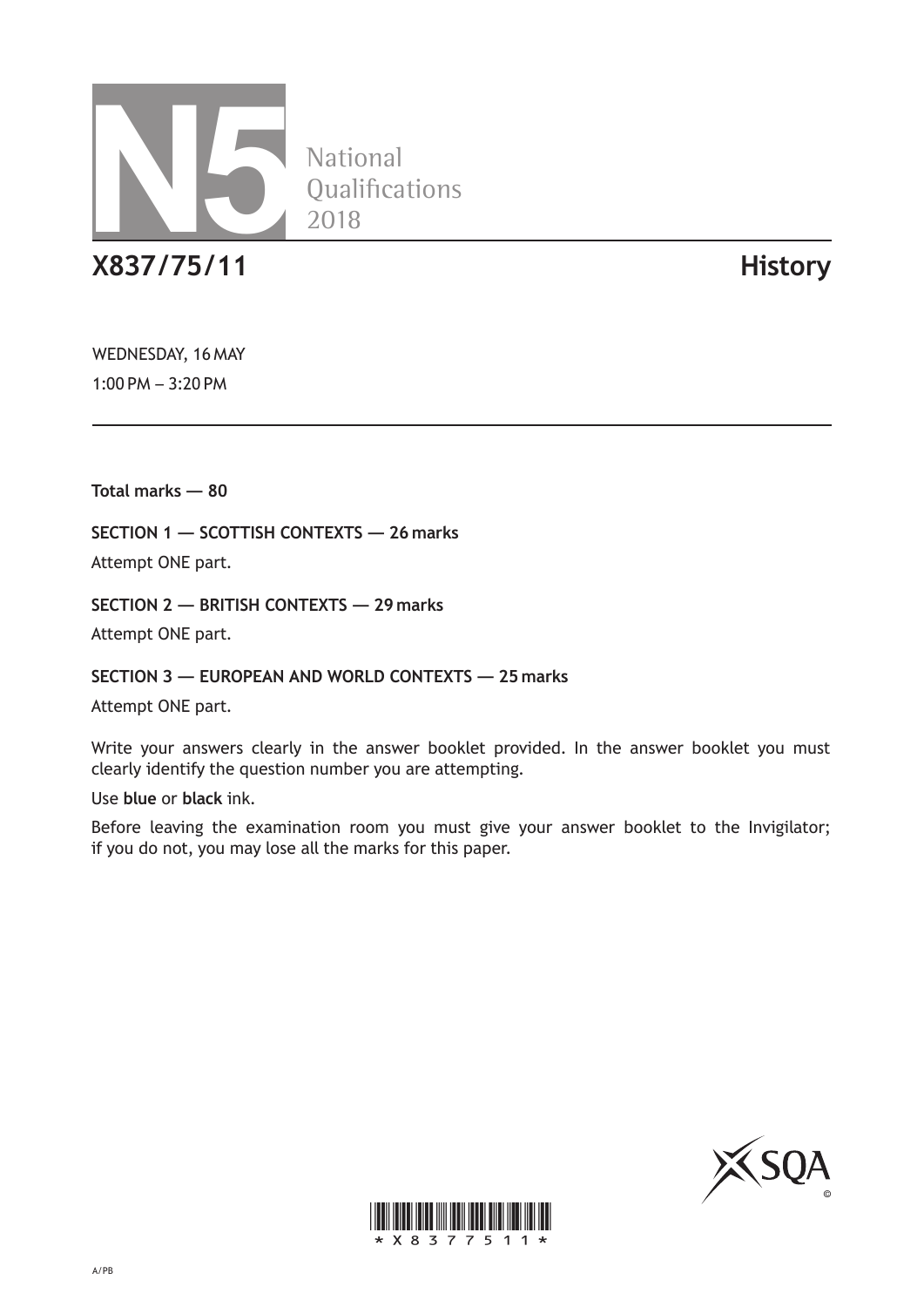# N5 National Qualifications 2018

## X837/75/11 History

WEDNESDAY, 16 MAY

1:00 PM – 3:20 PM

**Total marks — 80**

**SECTION 1 — SCOTTISH CONTEXTS — 26 marks**

Attempt ONE part.

**SECTION 2 — BRITISH CONTEXTS — 29 marks**

Attempt ONE part.

**SECTION 3 — EUROPEAN AND WORLD CONTEXTS — 25 marks**

Attempt ONE part.

Write your answers clearly in the answer booklet provided. In the answer booklet you must clearly identify the question number you are attempting.

Use **blue** or **black** ink.

Before leaving the examination room you must give your answer booklet to the Invigilator; if you do not, you may lose all the marks for this paper.

\*X8377511\*

A/PB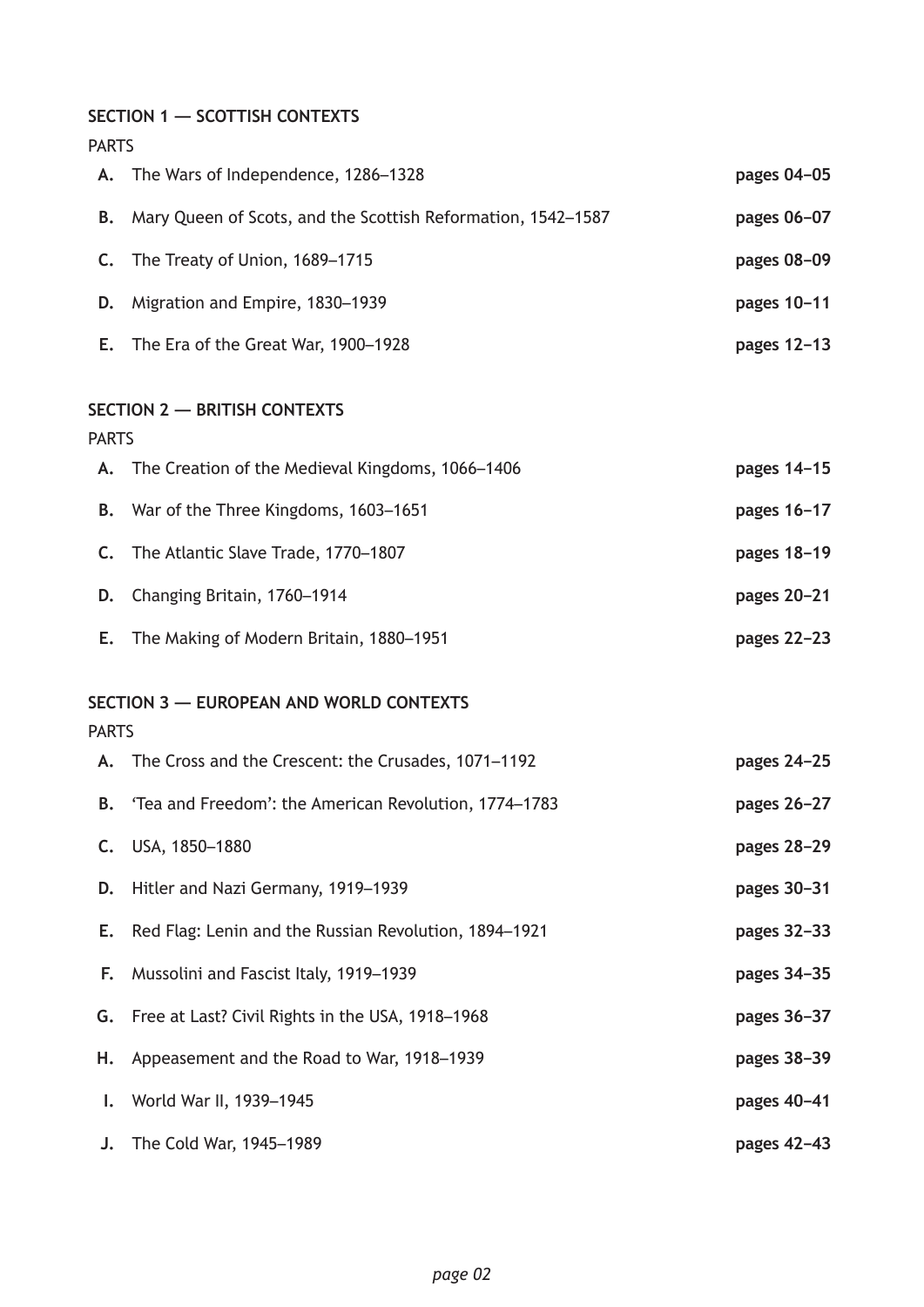**SECTION 1 — SCOTTISH CONTEXTS**

PARTS

| | | |
|---|---|---|
| **A.** | The Wars of Independence, 1286–1328 | **pages 04–05** |
| **B.** | Mary Queen of Scots, and the Scottish Reformation, 1542–1587 | **pages 06–07** |
| **C.** | The Treaty of Union, 1689–1715 | **pages 08–09** |
| **D.** | Migration and Empire, 1830–1939 | **pages 10–11** |
| **E.** | The Era of the Great War, 1900–1928 | **pages 12–13** |

**SECTION 2 — BRITISH CONTEXTS**

PARTS

| | | |
|---|---|---|
| **A.** | The Creation of the Medieval Kingdoms, 1066–1406 | **pages 14–15** |
| **B.** | War of the Three Kingdoms, 1603–1651 | **pages 16–17** |
| **C.** | The Atlantic Slave Trade, 1770–1807 | **pages 18–19** |
| **D.** | Changing Britain, 1760–1914 | **pages 20–21** |
| **E.** | The Making of Modern Britain, 1880–1951 | **pages 22–23** |

**SECTION 3 — EUROPEAN AND WORLD CONTEXTS**

PARTS

| | | |
|---|---|---|
| **A.** | The Cross and the Crescent: the Crusades, 1071–1192 | **pages 24–25** |
| **B.** | 'Tea and Freedom': the American Revolution, 1774–1783 | **pages 26–27** |
| **C.** | USA, 1850–1880 | **pages 28–29** |
| **D.** | Hitler and Nazi Germany, 1919–1939 | **pages 30–31** |
| **E.** | Red Flag: Lenin and the Russian Revolution, 1894–1921 | **pages 32–33** |
| **F.** | Mussolini and Fascist Italy, 1919–1939 | **pages 34–35** |
| **G.** | Free at Last? Civil Rights in the USA, 1918–1968 | **pages 36–37** |
| **H.** | Appeasement and the Road to War, 1918–1939 | **pages 38–39** |
| **I.** | World War II, 1939–1945 | **pages 40–41** |
| **J.** | The Cold War, 1945–1989 | **pages 42–43** |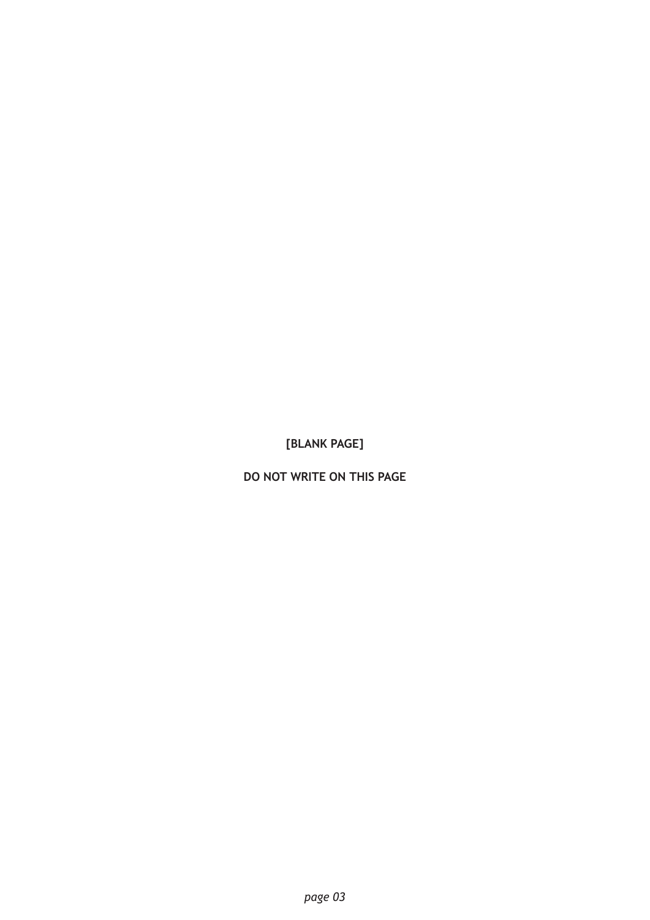[BLANK PAGE]

DO NOT WRITE ON THIS PAGE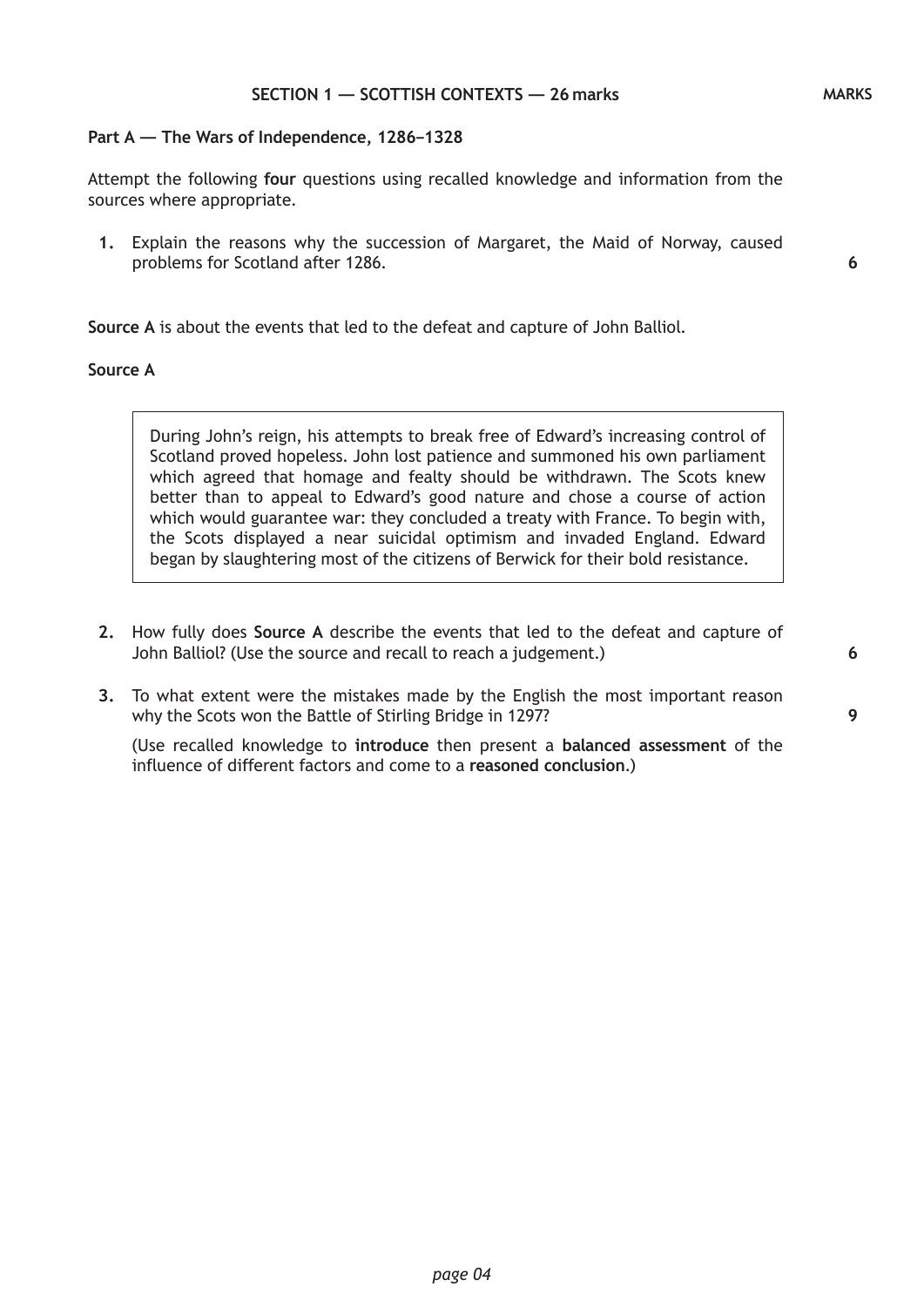## SECTION 1 — SCOTTISH CONTEXTS — 26 marks

MARKS

### Part A — The Wars of Independence, 1286–1328

Attempt the following **four** questions using recalled knowledge and information from the sources where appropriate.

**1.** Explain the reasons why the succession of Margaret, the Maid of Norway, caused problems for Scotland after 1286. **6**

**Source A** is about the events that led to the defeat and capture of John Balliol.

**Source A**

> During John's reign, his attempts to break free of Edward's increasing control of Scotland proved hopeless. John lost patience and summoned his own parliament which agreed that homage and fealty should be withdrawn. The Scots knew better than to appeal to Edward's good nature and chose a course of action which would guarantee war: they concluded a treaty with France. To begin with, the Scots displayed a near suicidal optimism and invaded England. Edward began by slaughtering most of the citizens of Berwick for their bold resistance.

**2.** How fully does **Source A** describe the events that led to the defeat and capture of John Balliol? (Use the source and recall to reach a judgement.) **6**

**3.** To what extent were the mistakes made by the English the most important reason why the Scots won the Battle of Stirling Bridge in 1297? **9**

(Use recalled knowledge to **introduce** then present a **balanced assessment** of the influence of different factors and come to a **reasoned conclusion**.)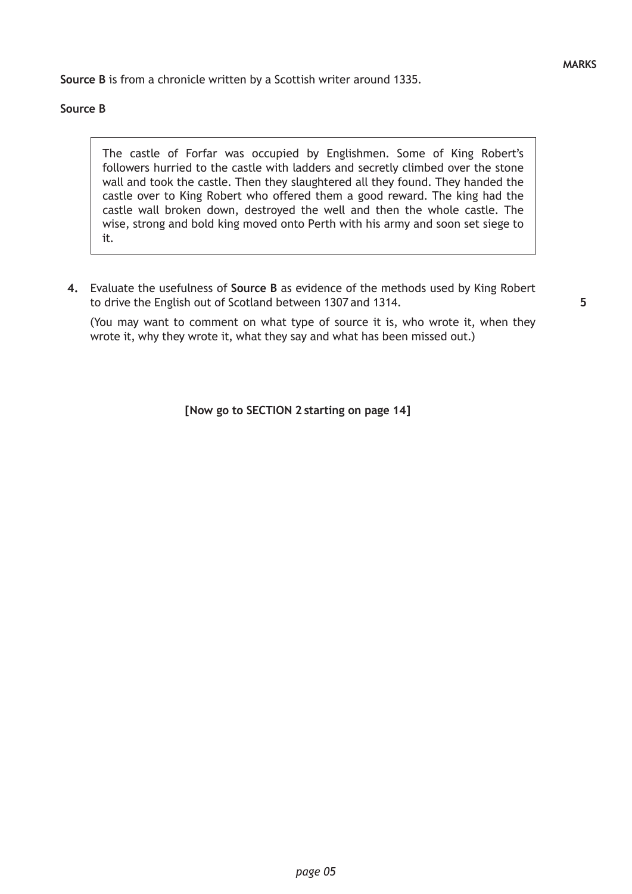**Source B** is from a chronicle written by a Scottish writer around 1335.

**Source B**

> The castle of Forfar was occupied by Englishmen. Some of King Robert's followers hurried to the castle with ladders and secretly climbed over the stone wall and took the castle. Then they slaughtered all they found. They handed the castle over to King Robert who offered them a good reward. The king had the castle wall broken down, destroyed the well and then the whole castle. The wise, strong and bold king moved onto Perth with his army and soon set siege to it.

**4.** Evaluate the usefulness of **Source B** as evidence of the methods used by King Robert to drive the English out of Scotland between 1307 and 1314. **5**

(You may want to comment on what type of source it is, who wrote it, when they wrote it, why they wrote it, what they say and what has been missed out.)

**[Now go to SECTION 2 starting on page 14]**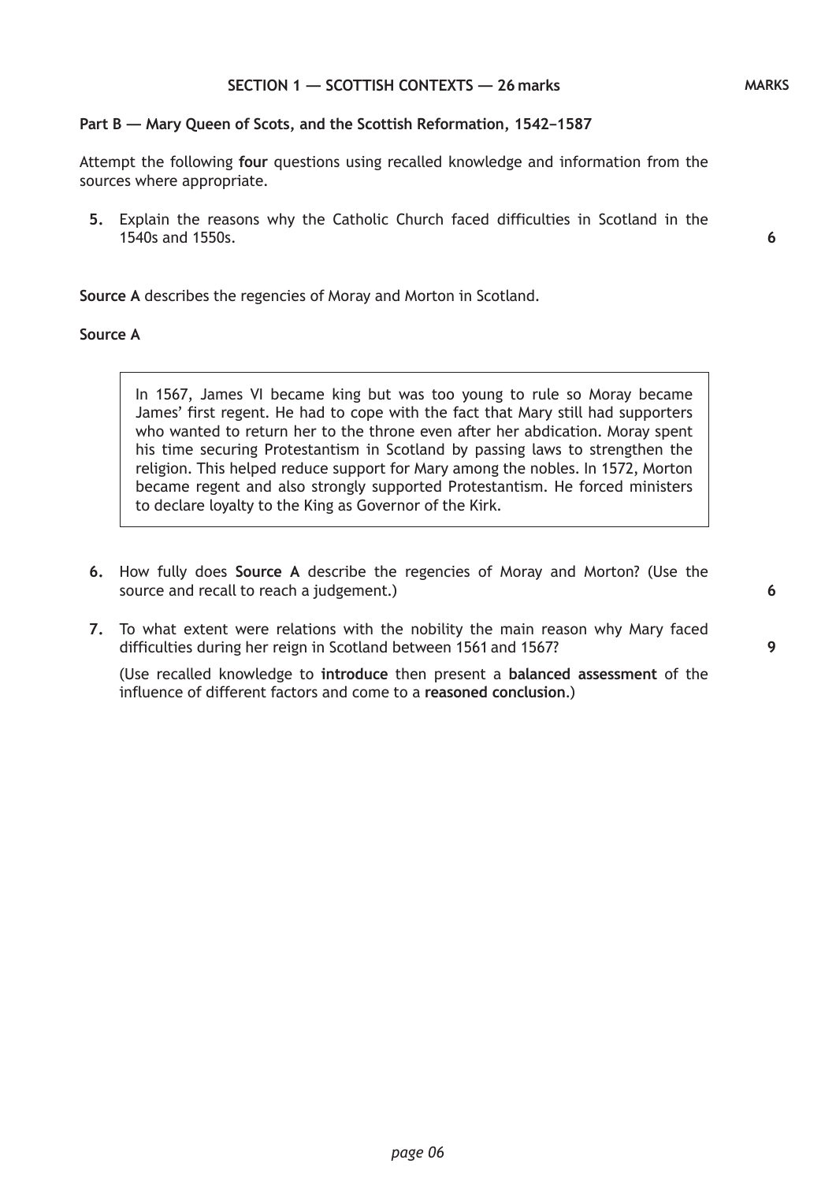## SECTION 1 — SCOTTISH CONTEXTS — 26 marks

MARKS

### Part B — Mary Queen of Scots, and the Scottish Reformation, 1542–1587

Attempt the following **four** questions using recalled knowledge and information from the sources where appropriate.

**5.** Explain the reasons why the Catholic Church faced difficulties in Scotland in the 1540s and 1550s. **6**

**Source A** describes the regencies of Moray and Morton in Scotland.

**Source A**

> In 1567, James VI became king but was too young to rule so Moray became James' first regent. He had to cope with the fact that Mary still had supporters who wanted to return her to the throne even after her abdication. Moray spent his time securing Protestantism in Scotland by passing laws to strengthen the religion. This helped reduce support for Mary among the nobles. In 1572, Morton became regent and also strongly supported Protestantism. He forced ministers to declare loyalty to the King as Governor of the Kirk.

**6.** How fully does **Source A** describe the regencies of Moray and Morton? (Use the source and recall to reach a judgement.) **6**

**7.** To what extent were relations with the nobility the main reason why Mary faced difficulties during her reign in Scotland between 1561 and 1567? **9**

(Use recalled knowledge to **introduce** then present a **balanced assessment** of the influence of different factors and come to a **reasoned conclusion**.)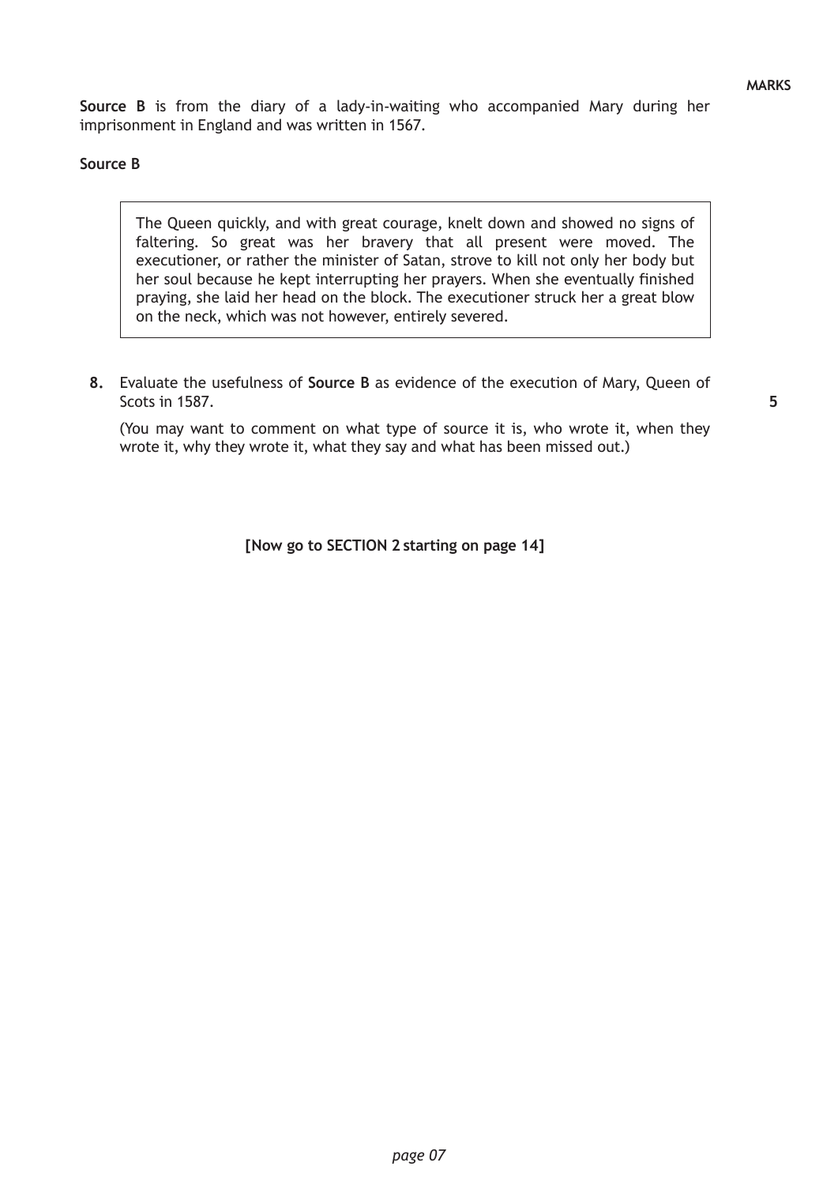**MARKS**

**Source B** is from the diary of a lady-in-waiting who accompanied Mary during her imprisonment in England and was written in 1567.

**Source B**

> The Queen quickly, and with great courage, knelt down and showed no signs of faltering. So great was her bravery that all present were moved. The executioner, or rather the minister of Satan, strove to kill not only her body but her soul because he kept interrupting her prayers. When she eventually finished praying, she laid her head on the block. The executioner struck her a great blow on the neck, which was not however, entirely severed.

**8.** Evaluate the usefulness of **Source B** as evidence of the execution of Mary, Queen of Scots in 1587. **5**

(You may want to comment on what type of source it is, who wrote it, when they wrote it, why they wrote it, what they say and what has been missed out.)

**[Now go to SECTION 2 starting on page 14]**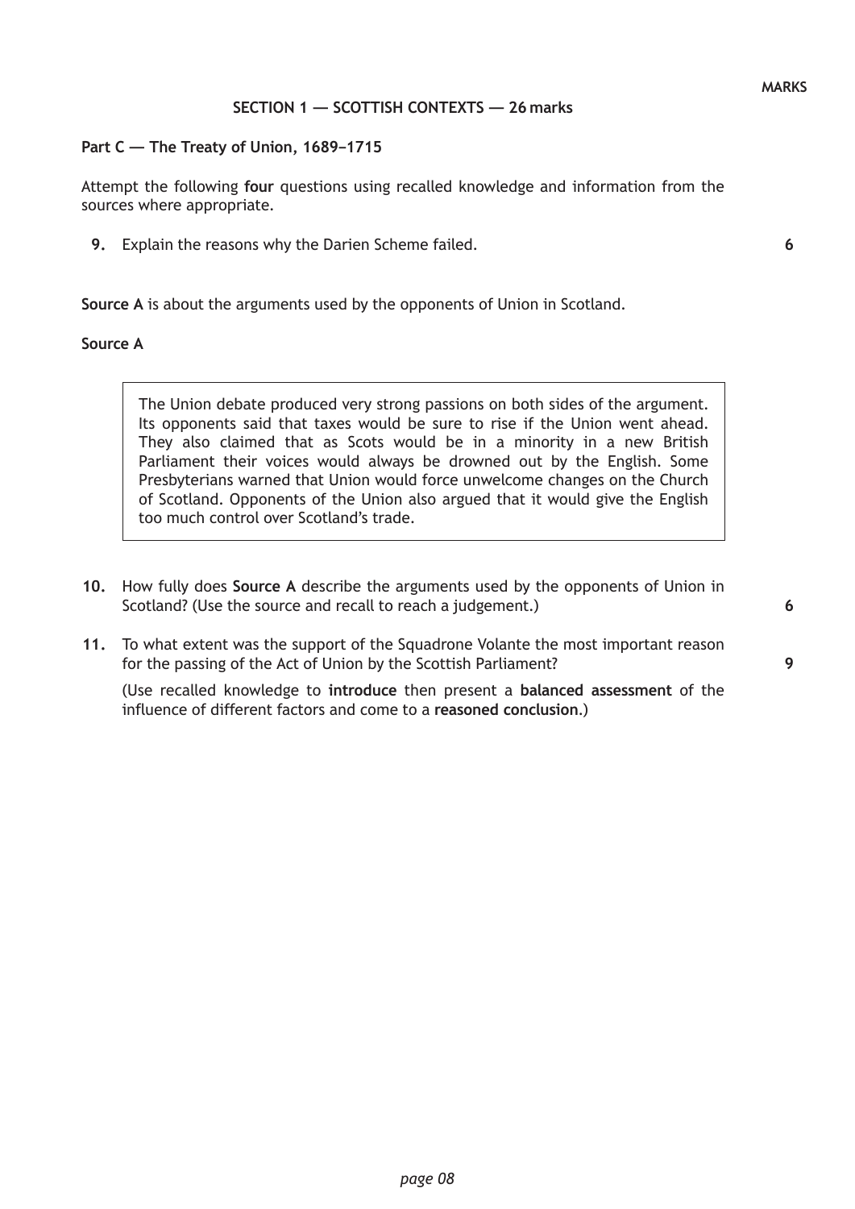MARKS

## SECTION 1 — SCOTTISH CONTEXTS — 26 marks

### Part C — The Treaty of Union, 1689–1715

Attempt the following **four** questions using recalled knowledge and information from the sources where appropriate.

**9.** Explain the reasons why the Darien Scheme failed. **6**

**Source A** is about the arguments used by the opponents of Union in Scotland.

**Source A**

> The Union debate produced very strong passions on both sides of the argument. Its opponents said that taxes would be sure to rise if the Union went ahead. They also claimed that as Scots would be in a minority in a new British Parliament their voices would always be drowned out by the English. Some Presbyterians warned that Union would force unwelcome changes on the Church of Scotland. Opponents of the Union also argued that it would give the English too much control over Scotland's trade.

**10.** How fully does **Source A** describe the arguments used by the opponents of Union in Scotland? (Use the source and recall to reach a judgement.) **6**

**11.** To what extent was the support of the Squadrone Volante the most important reason for the passing of the Act of Union by the Scottish Parliament? **9**

(Use recalled knowledge to **introduce** then present a **balanced assessment** of the influence of different factors and come to a **reasoned conclusion**.)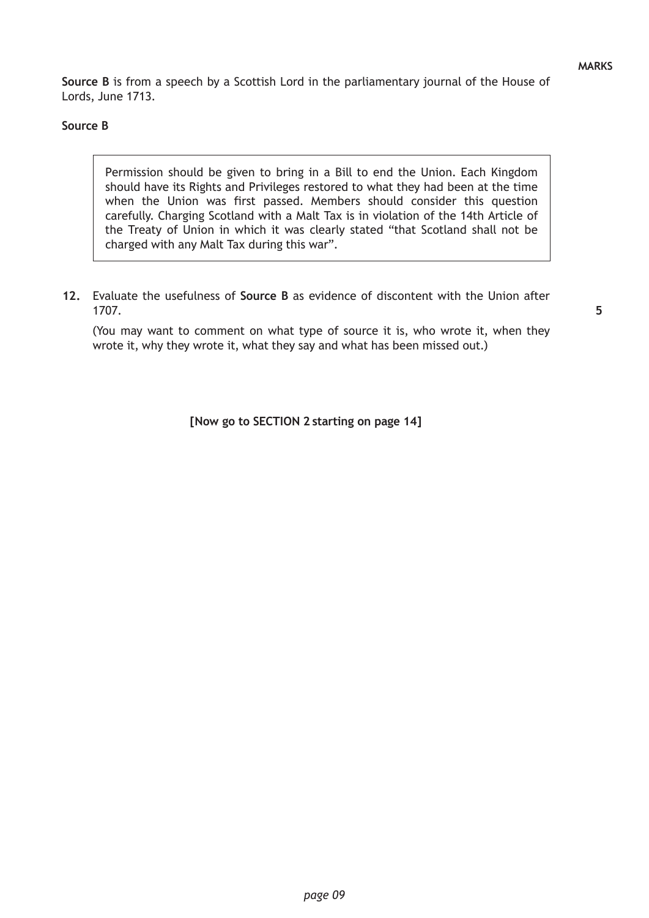**MARKS**

**Source B** is from a speech by a Scottish Lord in the parliamentary journal of the House of Lords, June 1713.

**Source B**

> Permission should be given to bring in a Bill to end the Union. Each Kingdom should have its Rights and Privileges restored to what they had been at the time when the Union was first passed. Members should consider this question carefully. Charging Scotland with a Malt Tax is in violation of the 14th Article of the Treaty of Union in which it was clearly stated "that Scotland shall not be charged with any Malt Tax during this war".

**12.** Evaluate the usefulness of **Source B** as evidence of discontent with the Union after 1707. **5**

(You may want to comment on what type of source it is, who wrote it, when they wrote it, why they wrote it, what they say and what has been missed out.)

**[Now go to SECTION 2 starting on page 14]**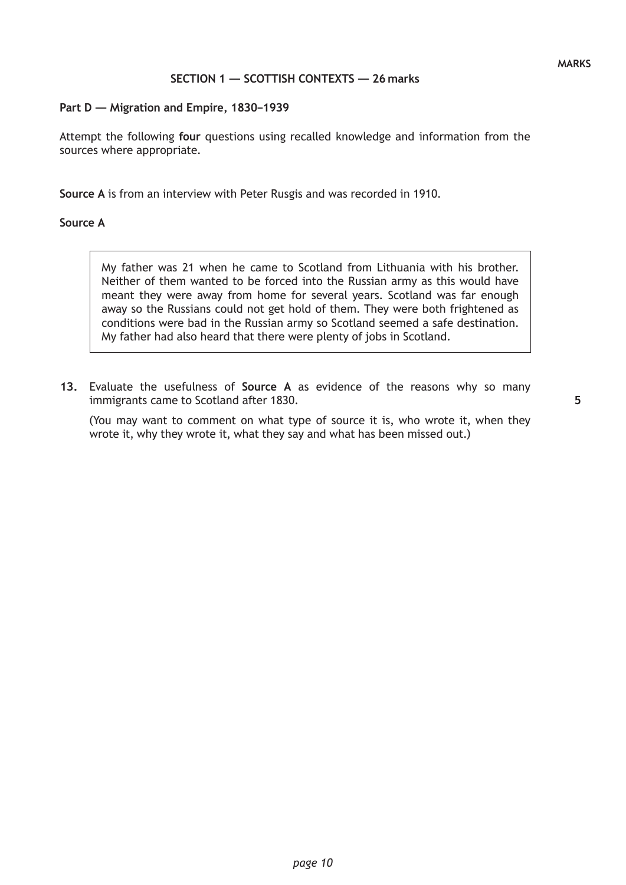MARKS

## SECTION 1 — SCOTTISH CONTEXTS — 26 marks

### Part D — Migration and Empire, 1830–1939

Attempt the following **four** questions using recalled knowledge and information from the sources where appropriate.

**Source A** is from an interview with Peter Rusgis and was recorded in 1910.

**Source A**

> My father was 21 when he came to Scotland from Lithuania with his brother. Neither of them wanted to be forced into the Russian army as this would have meant they were away from home for several years. Scotland was far enough away so the Russians could not get hold of them. They were both frightened as conditions were bad in the Russian army so Scotland seemed a safe destination. My father had also heard that there were plenty of jobs in Scotland.

**13.** Evaluate the usefulness of **Source A** as evidence of the reasons why so many immigrants came to Scotland after 1830. **5**

(You may want to comment on what type of source it is, who wrote it, when they wrote it, why they wrote it, what they say and what has been missed out.)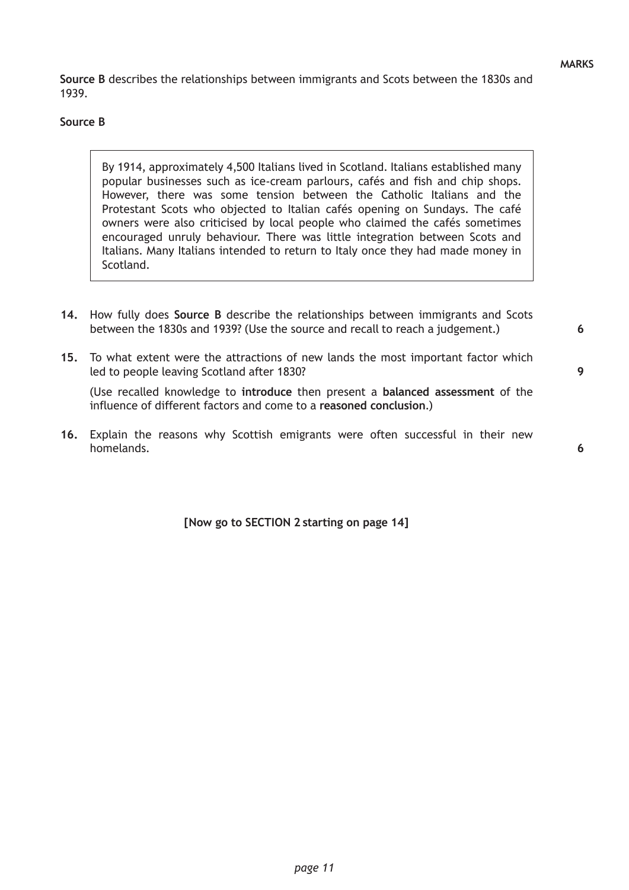**MARKS**

**Source B** describes the relationships between immigrants and Scots between the 1830s and 1939.

**Source B**

> By 1914, approximately 4,500 Italians lived in Scotland. Italians established many popular businesses such as ice-cream parlours, cafés and fish and chip shops. However, there was some tension between the Catholic Italians and the Protestant Scots who objected to Italian cafés opening on Sundays. The café owners were also criticised by local people who claimed the cafés sometimes encouraged unruly behaviour. There was little integration between Scots and Italians. Many Italians intended to return to Italy once they had made money in Scotland.

**14.** How fully does **Source B** describe the relationships between immigrants and Scots between the 1830s and 1939? (Use the source and recall to reach a judgement.) **6**

**15.** To what extent were the attractions of new lands the most important factor which led to people leaving Scotland after 1830? **9**

(Use recalled knowledge to **introduce** then present a **balanced assessment** of the influence of different factors and come to a **reasoned conclusion**.)

**16.** Explain the reasons why Scottish emigrants were often successful in their new homelands. **6**

**[Now go to SECTION 2 starting on page 14]**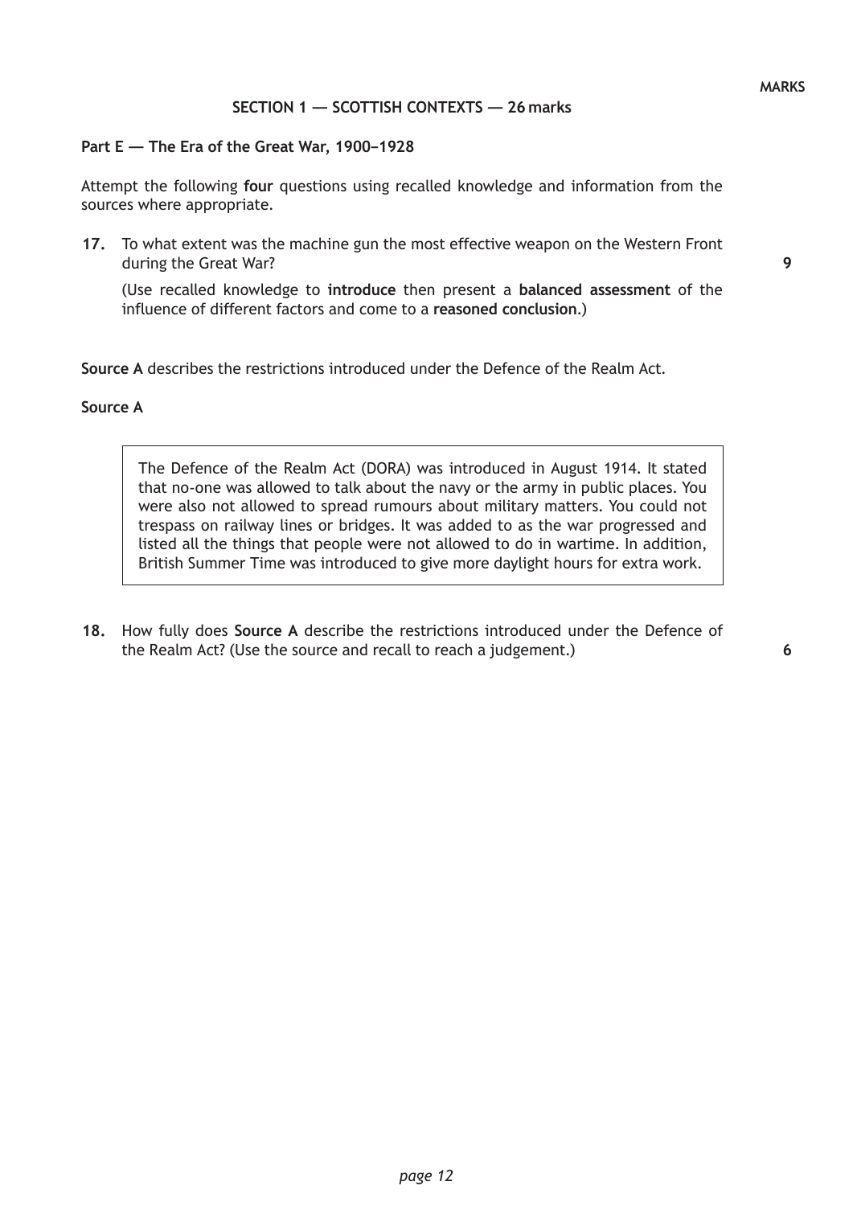MARKS

## SECTION 1 — SCOTTISH CONTEXTS — 26 marks

### Part E — The Era of the Great War, 1900–1928

Attempt the following **four** questions using recalled knowledge and information from the sources where appropriate.

**17.** To what extent was the machine gun the most effective weapon on the Western Front during the Great War? **9**

(Use recalled knowledge to **introduce** then present a **balanced assessment** of the influence of different factors and come to a **reasoned conclusion**.)

**Source A** describes the restrictions introduced under the Defence of the Realm Act.

**Source A**

> The Defence of the Realm Act (DORA) was introduced in August 1914. It stated that no-one was allowed to talk about the navy or the army in public places. You were also not allowed to spread rumours about military matters. You could not trespass on railway lines or bridges. It was added to as the war progressed and listed all the things that people were not allowed to do in wartime. In addition, British Summer Time was introduced to give more daylight hours for extra work.

**18.** How fully does **Source A** describe the restrictions introduced under the Defence of the Realm Act? (Use the source and recall to reach a judgement.) **6**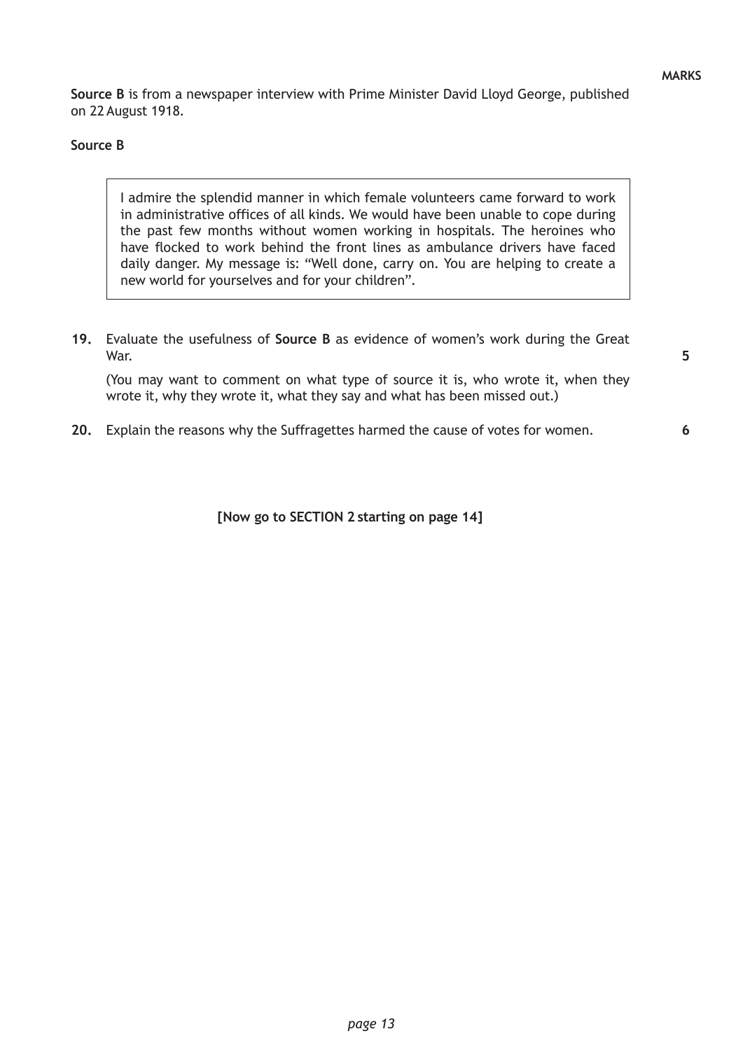**Source B** is from a newspaper interview with Prime Minister David Lloyd George, published on 22 August 1918.

**Source B**

> I admire the splendid manner in which female volunteers came forward to work in administrative offices of all kinds. We would have been unable to cope during the past few months without women working in hospitals. The heroines who have flocked to work behind the front lines as ambulance drivers have faced daily danger. My message is: "Well done, carry on. You are helping to create a new world for yourselves and for your children".

**19.** Evaluate the usefulness of **Source B** as evidence of women's work during the Great War. **5**

(You may want to comment on what type of source it is, who wrote it, when they wrote it, why they wrote it, what they say and what has been missed out.)

**20.** Explain the reasons why the Suffragettes harmed the cause of votes for women. **6**

**[Now go to SECTION 2 starting on page 14]**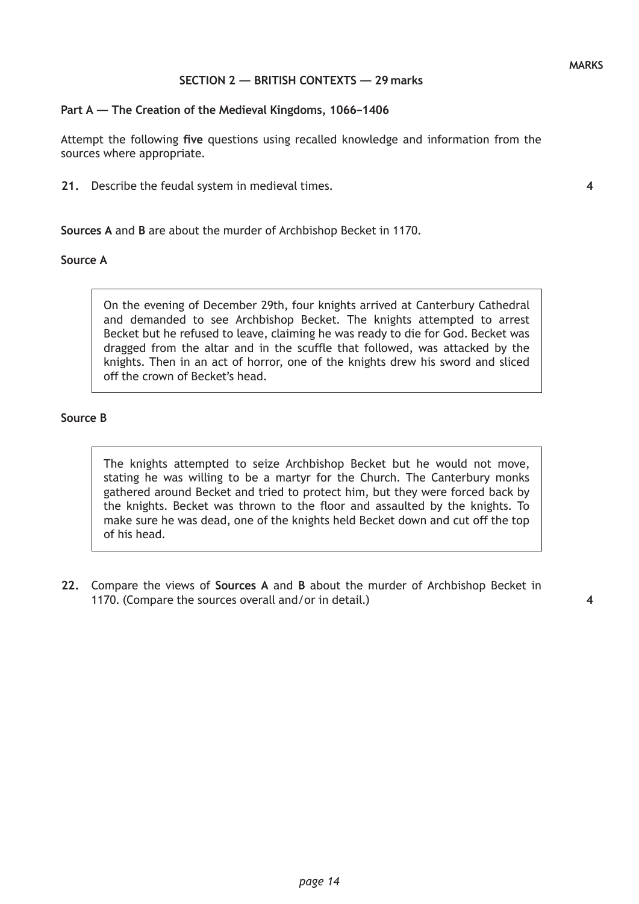MARKS

## SECTION 2 — BRITISH CONTEXTS — 29 marks

### Part A — The Creation of the Medieval Kingdoms, 1066–1406

Attempt the following **five** questions using recalled knowledge and information from the sources where appropriate.

**21.** Describe the feudal system in medieval times. **4**

**Sources A** and **B** are about the murder of Archbishop Becket in 1170.

**Source A**

> On the evening of December 29th, four knights arrived at Canterbury Cathedral and demanded to see Archbishop Becket. The knights attempted to arrest Becket but he refused to leave, claiming he was ready to die for God. Becket was dragged from the altar and in the scuffle that followed, was attacked by the knights. Then in an act of horror, one of the knights drew his sword and sliced off the crown of Becket's head.

**Source B**

> The knights attempted to seize Archbishop Becket but he would not move, stating he was willing to be a martyr for the Church. The Canterbury monks gathered around Becket and tried to protect him, but they were forced back by the knights. Becket was thrown to the floor and assaulted by the knights. To make sure he was dead, one of the knights held Becket down and cut off the top of his head.

**22.** Compare the views of **Sources A** and **B** about the murder of Archbishop Becket in 1170. (Compare the sources overall and/or in detail.) **4**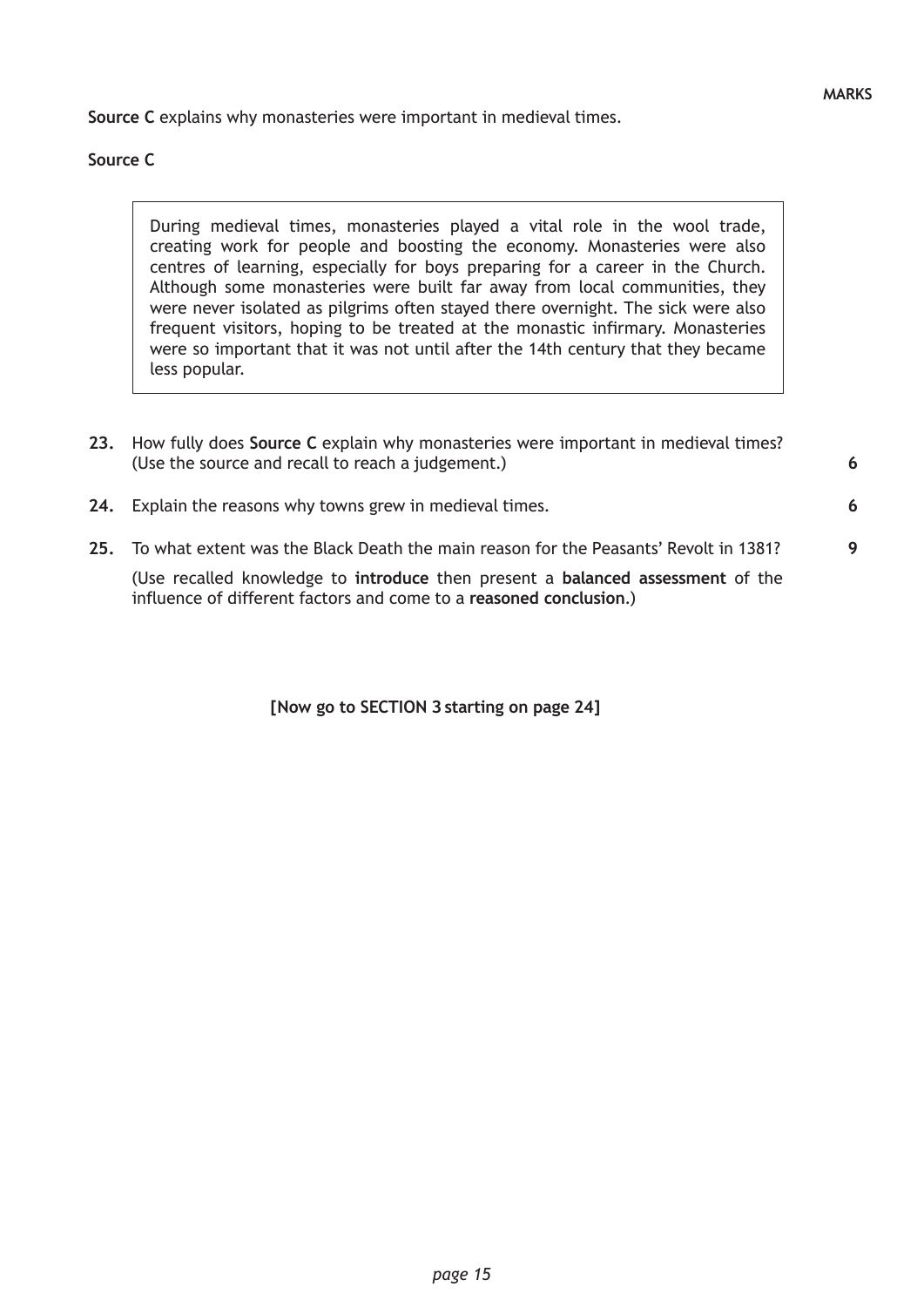**MARKS**

**Source C** explains why monasteries were important in medieval times.

**Source C**

> During medieval times, monasteries played a vital role in the wool trade, creating work for people and boosting the economy. Monasteries were also centres of learning, especially for boys preparing for a career in the Church. Although some monasteries were built far away from local communities, they were never isolated as pilgrims often stayed there overnight. The sick were also frequent visitors, hoping to be treated at the monastic infirmary. Monasteries were so important that it was not until after the 14th century that they became less popular.

**23.** How fully does **Source C** explain why monasteries were important in medieval times? (Use the source and recall to reach a judgement.) **6**

**24.** Explain the reasons why towns grew in medieval times. **6**

**25.** To what extent was the Black Death the main reason for the Peasants' Revolt in 1381? **9**

(Use recalled knowledge to **introduce** then present a **balanced assessment** of the influence of different factors and come to a **reasoned conclusion**.)

**[Now go to SECTION 3 starting on page 24]**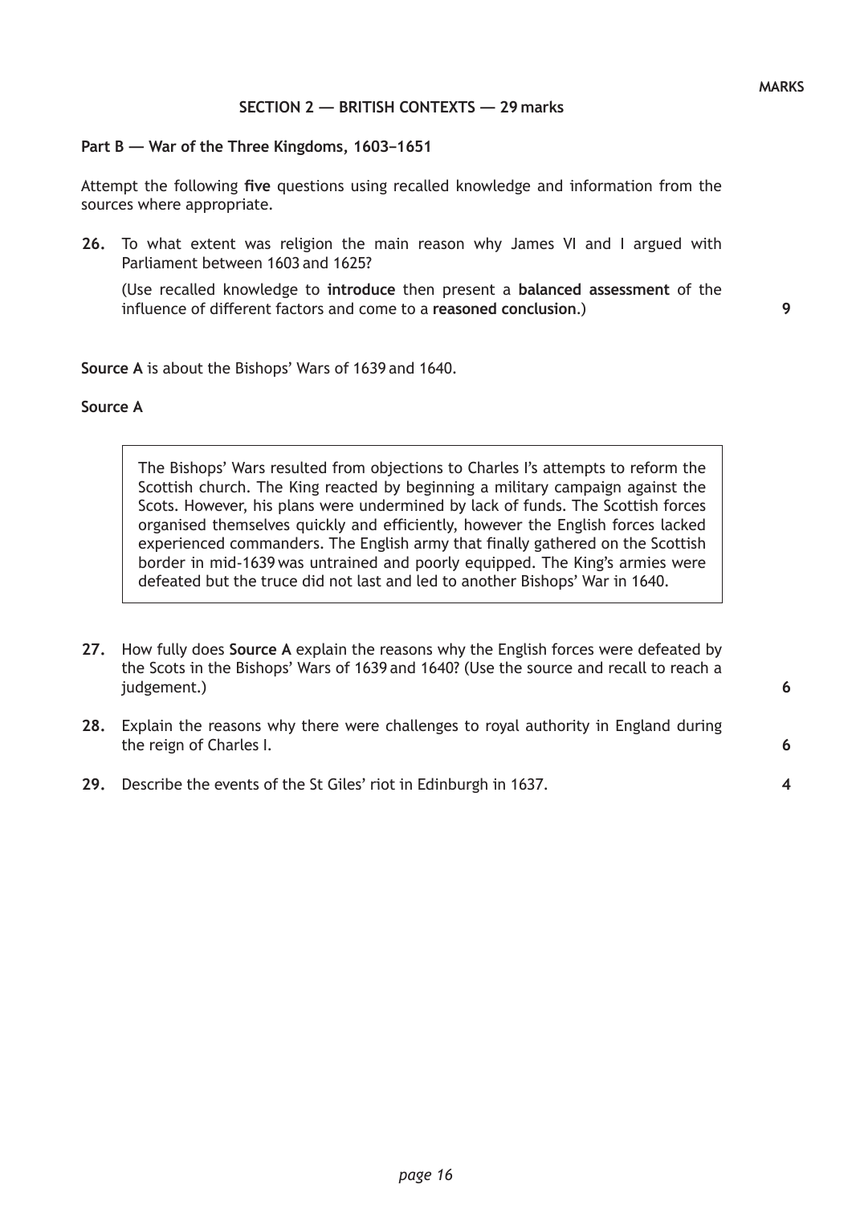MARKS

## SECTION 2 — BRITISH CONTEXTS — 29 marks

### Part B — War of the Three Kingdoms, 1603–1651

Attempt the following **five** questions using recalled knowledge and information from the sources where appropriate.

**26.** To what extent was religion the main reason why James VI and I argued with Parliament between 1603 and 1625?

(Use recalled knowledge to **introduce** then present a **balanced assessment** of the influence of different factors and come to a **reasoned conclusion**.) **9**

**Source A** is about the Bishops' Wars of 1639 and 1640.

**Source A**

> The Bishops' Wars resulted from objections to Charles I's attempts to reform the Scottish church. The King reacted by beginning a military campaign against the Scots. However, his plans were undermined by lack of funds. The Scottish forces organised themselves quickly and efficiently, however the English forces lacked experienced commanders. The English army that finally gathered on the Scottish border in mid-1639 was untrained and poorly equipped. The King's armies were defeated but the truce did not last and led to another Bishops' War in 1640.

**27.** How fully does **Source A** explain the reasons why the English forces were defeated by the Scots in the Bishops' Wars of 1639 and 1640? (Use the source and recall to reach a judgement.) **6**

**28.** Explain the reasons why there were challenges to royal authority in England during the reign of Charles I. **6**

**29.** Describe the events of the St Giles' riot in Edinburgh in 1637. **4**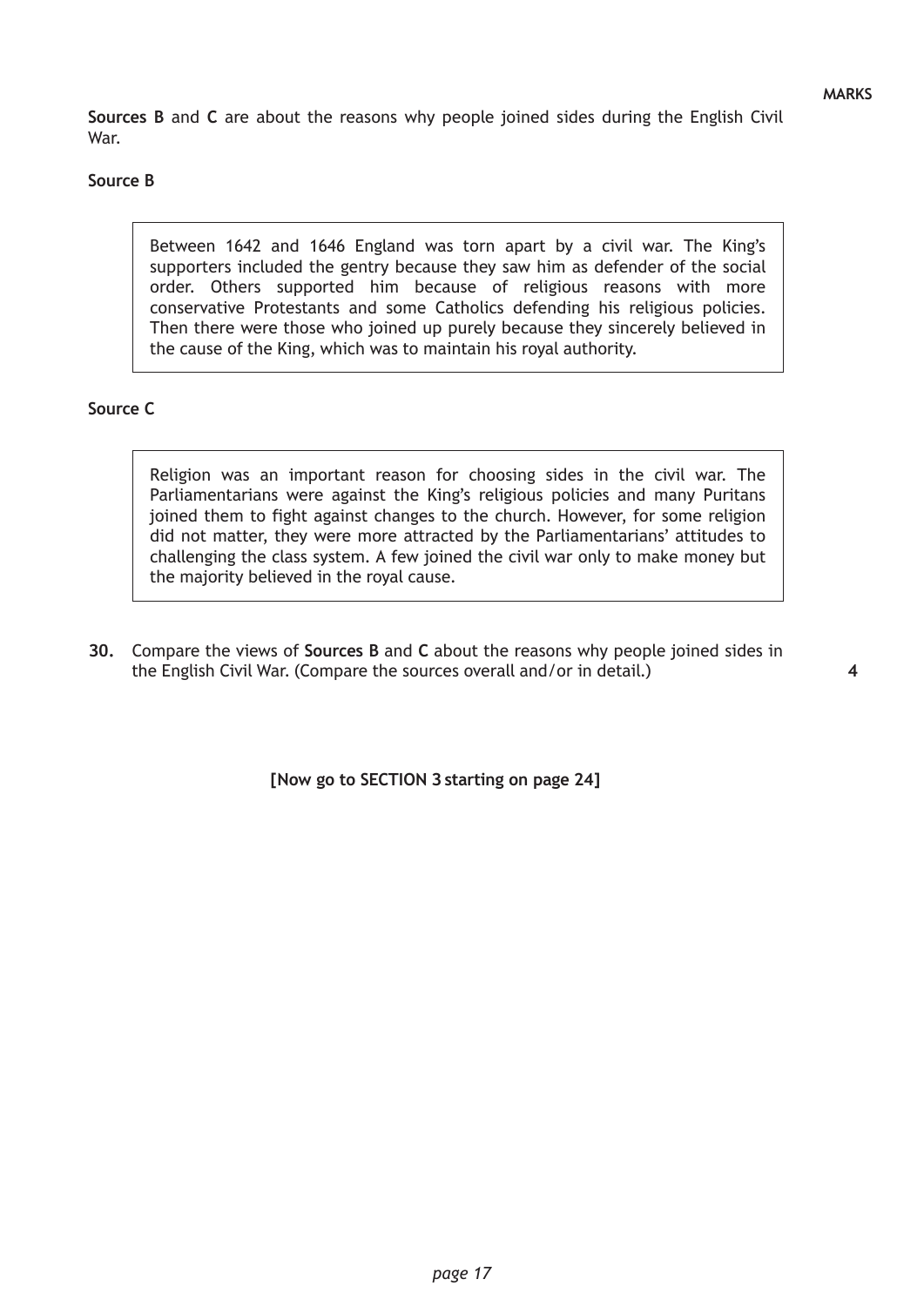MARKS

**Sources B** and **C** are about the reasons why people joined sides during the English Civil War.

**Source B**

> Between 1642 and 1646 England was torn apart by a civil war. The King's supporters included the gentry because they saw him as defender of the social order. Others supported him because of religious reasons with more conservative Protestants and some Catholics defending his religious policies. Then there were those who joined up purely because they sincerely believed in the cause of the King, which was to maintain his royal authority.

**Source C**

> Religion was an important reason for choosing sides in the civil war. The Parliamentarians were against the King's religious policies and many Puritans joined them to fight against changes to the church. However, for some religion did not matter, they were more attracted by the Parliamentarians' attitudes to challenging the class system. A few joined the civil war only to make money but the majority believed in the royal cause.

**30.** Compare the views of **Sources B** and **C** about the reasons why people joined sides in the English Civil War. (Compare the sources overall and/or in detail.) **4**

**[Now go to SECTION 3 starting on page 24]**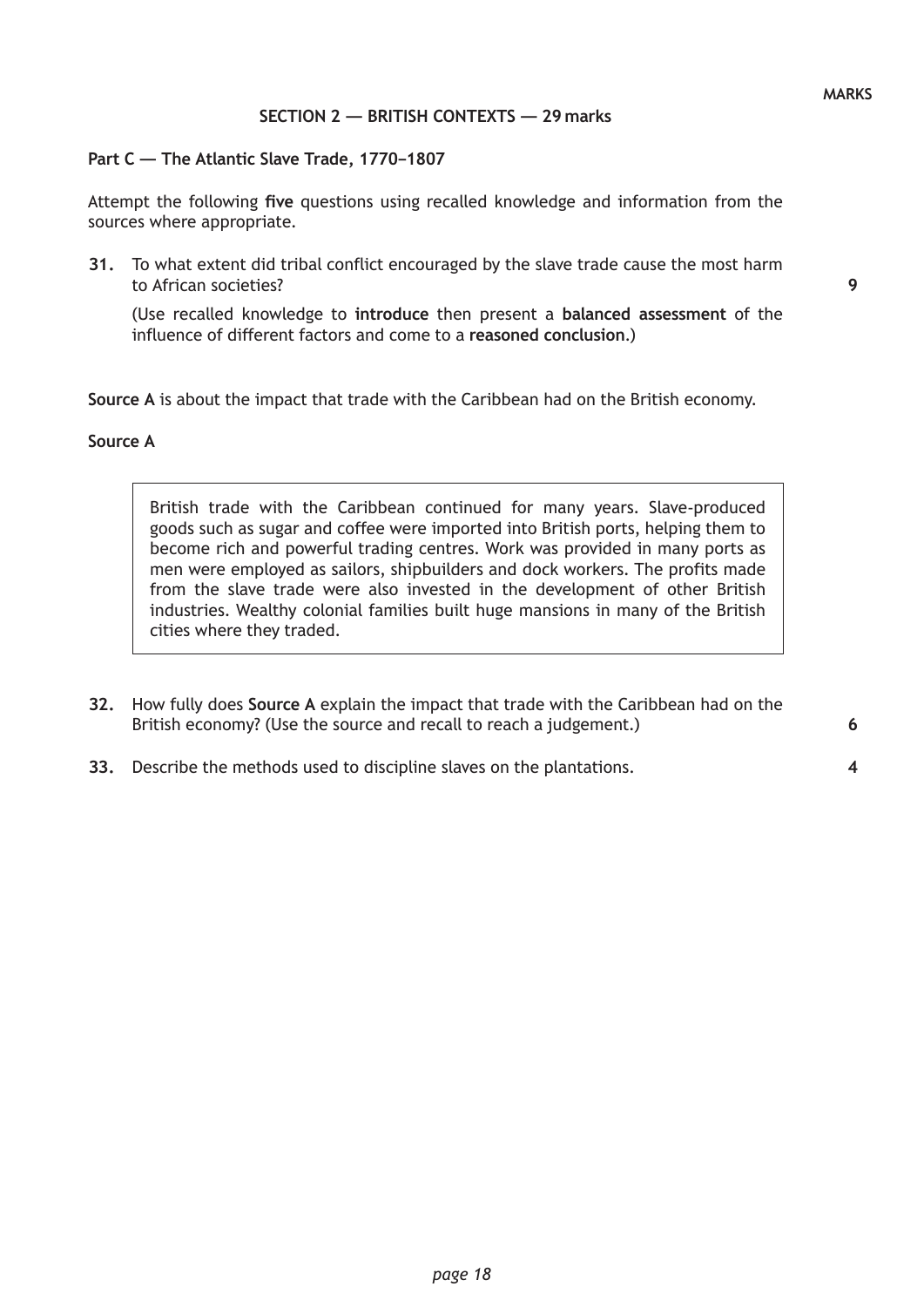MARKS

## SECTION 2 — BRITISH CONTEXTS — 29 marks

### Part C — The Atlantic Slave Trade, 1770–1807

Attempt the following **five** questions using recalled knowledge and information from the sources where appropriate.

**31.** To what extent did tribal conflict encouraged by the slave trade cause the most harm to African societies? **9**

(Use recalled knowledge to **introduce** then present a **balanced assessment** of the influence of different factors and come to a **reasoned conclusion**.)

**Source A** is about the impact that trade with the Caribbean had on the British economy.

**Source A**

> British trade with the Caribbean continued for many years. Slave-produced goods such as sugar and coffee were imported into British ports, helping them to become rich and powerful trading centres. Work was provided in many ports as men were employed as sailors, shipbuilders and dock workers. The profits made from the slave trade were also invested in the development of other British industries. Wealthy colonial families built huge mansions in many of the British cities where they traded.

**32.** How fully does **Source A** explain the impact that trade with the Caribbean had on the British economy? (Use the source and recall to reach a judgement.) **6**

**33.** Describe the methods used to discipline slaves on the plantations. **4**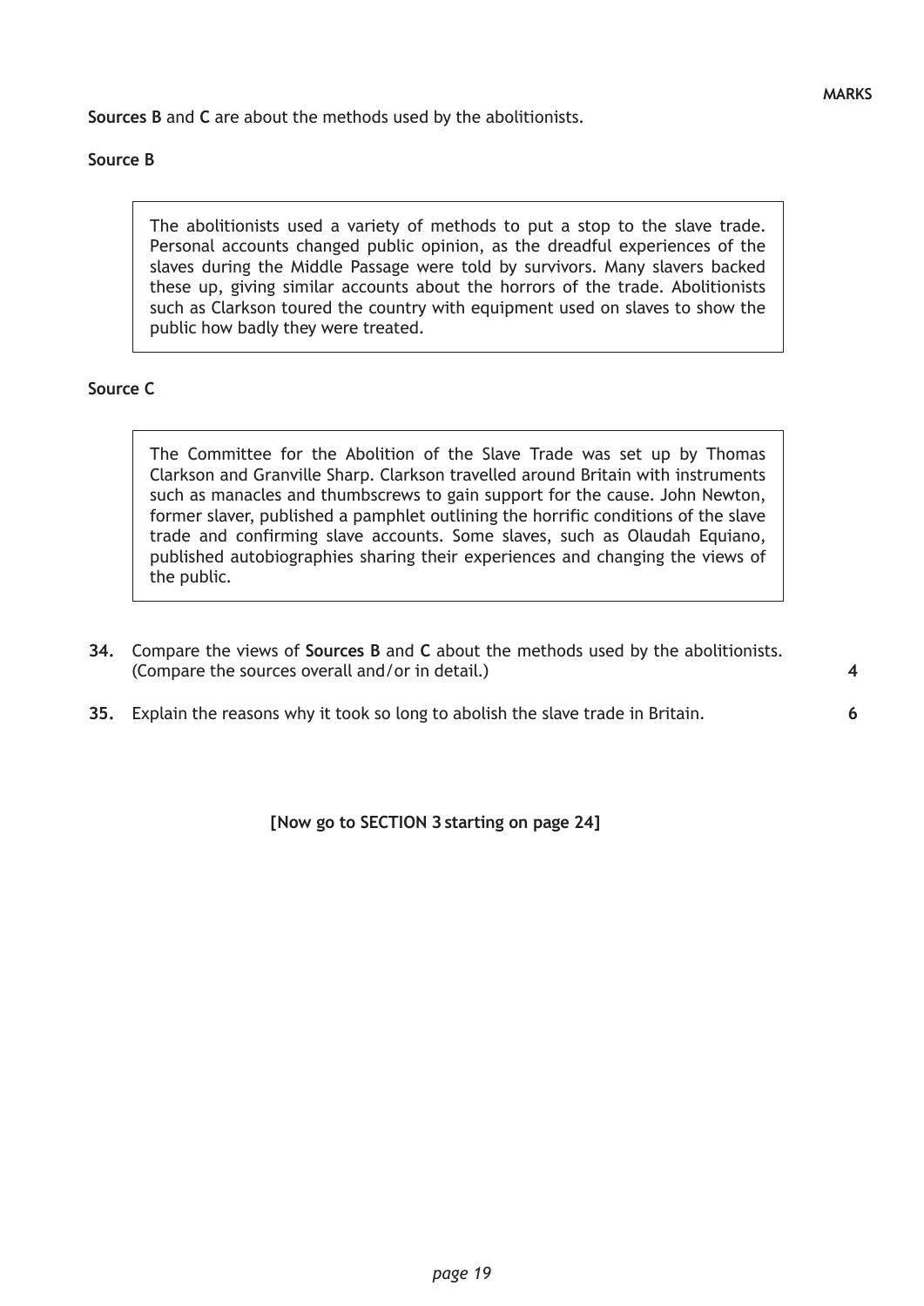**MARKS**

**Sources B** and **C** are about the methods used by the abolitionists.

**Source B**

> The abolitionists used a variety of methods to put a stop to the slave trade. Personal accounts changed public opinion, as the dreadful experiences of the slaves during the Middle Passage were told by survivors. Many slavers backed these up, giving similar accounts about the horrors of the trade. Abolitionists such as Clarkson toured the country with equipment used on slaves to show the public how badly they were treated.

**Source C**

> The Committee for the Abolition of the Slave Trade was set up by Thomas Clarkson and Granville Sharp. Clarkson travelled around Britain with instruments such as manacles and thumbscrews to gain support for the cause. John Newton, former slaver, published a pamphlet outlining the horrific conditions of the slave trade and confirming slave accounts. Some slaves, such as Olaudah Equiano, published autobiographies sharing their experiences and changing the views of the public.

**34.** Compare the views of **Sources B** and **C** about the methods used by the abolitionists. (Compare the sources overall and/or in detail.) **4**

**35.** Explain the reasons why it took so long to abolish the slave trade in Britain. **6**

**[Now go to SECTION 3 starting on page 24]**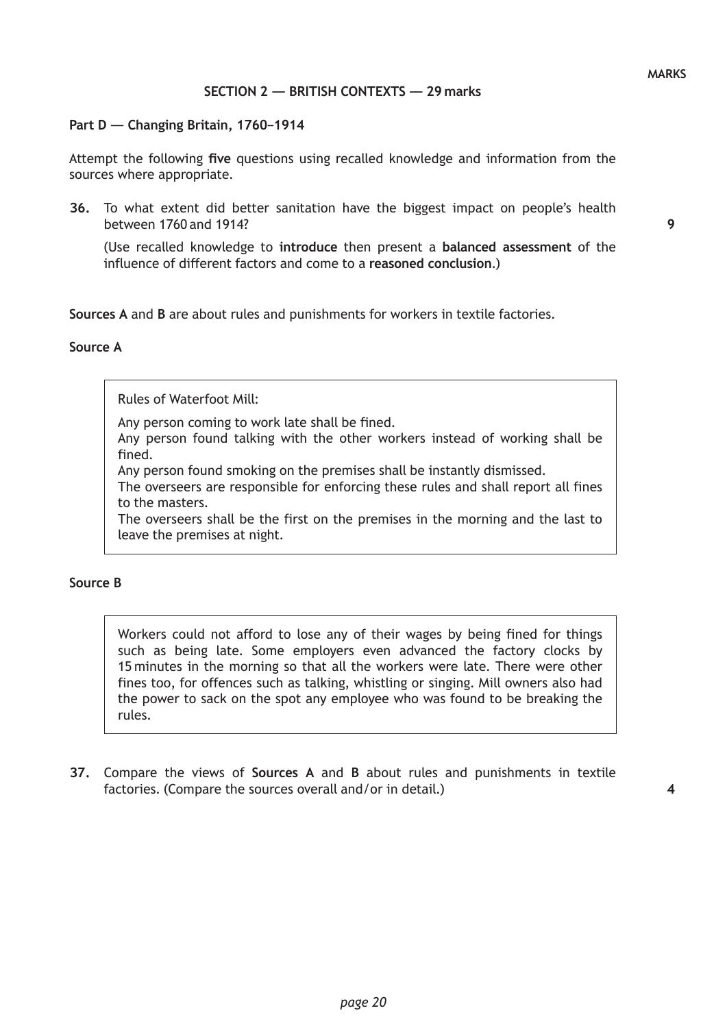MARKS

## SECTION 2 — BRITISH CONTEXTS — 29 marks

### Part D — Changing Britain, 1760–1914

Attempt the following **five** questions using recalled knowledge and information from the sources where appropriate.

**36.** To what extent did better sanitation have the biggest impact on people's health between 1760 and 1914? **9**

(Use recalled knowledge to **introduce** then present a **balanced assessment** of the influence of different factors and come to a **reasoned conclusion**.)

**Sources A** and **B** are about rules and punishments for workers in textile factories.

**Source A**

> Rules of Waterfoot Mill:
>
> Any person coming to work late shall be fined.
> Any person found talking with the other workers instead of working shall be fined.
> Any person found smoking on the premises shall be instantly dismissed.
> The overseers are responsible for enforcing these rules and shall report all fines to the masters.
> The overseers shall be the first on the premises in the morning and the last to leave the premises at night.

**Source B**

> Workers could not afford to lose any of their wages by being fined for things such as being late. Some employers even advanced the factory clocks by 15 minutes in the morning so that all the workers were late. There were other fines too, for offences such as talking, whistling or singing. Mill owners also had the power to sack on the spot any employee who was found to be breaking the rules.

**37.** Compare the views of **Sources A** and **B** about rules and punishments in textile factories. (Compare the sources overall and/or in detail.) **4**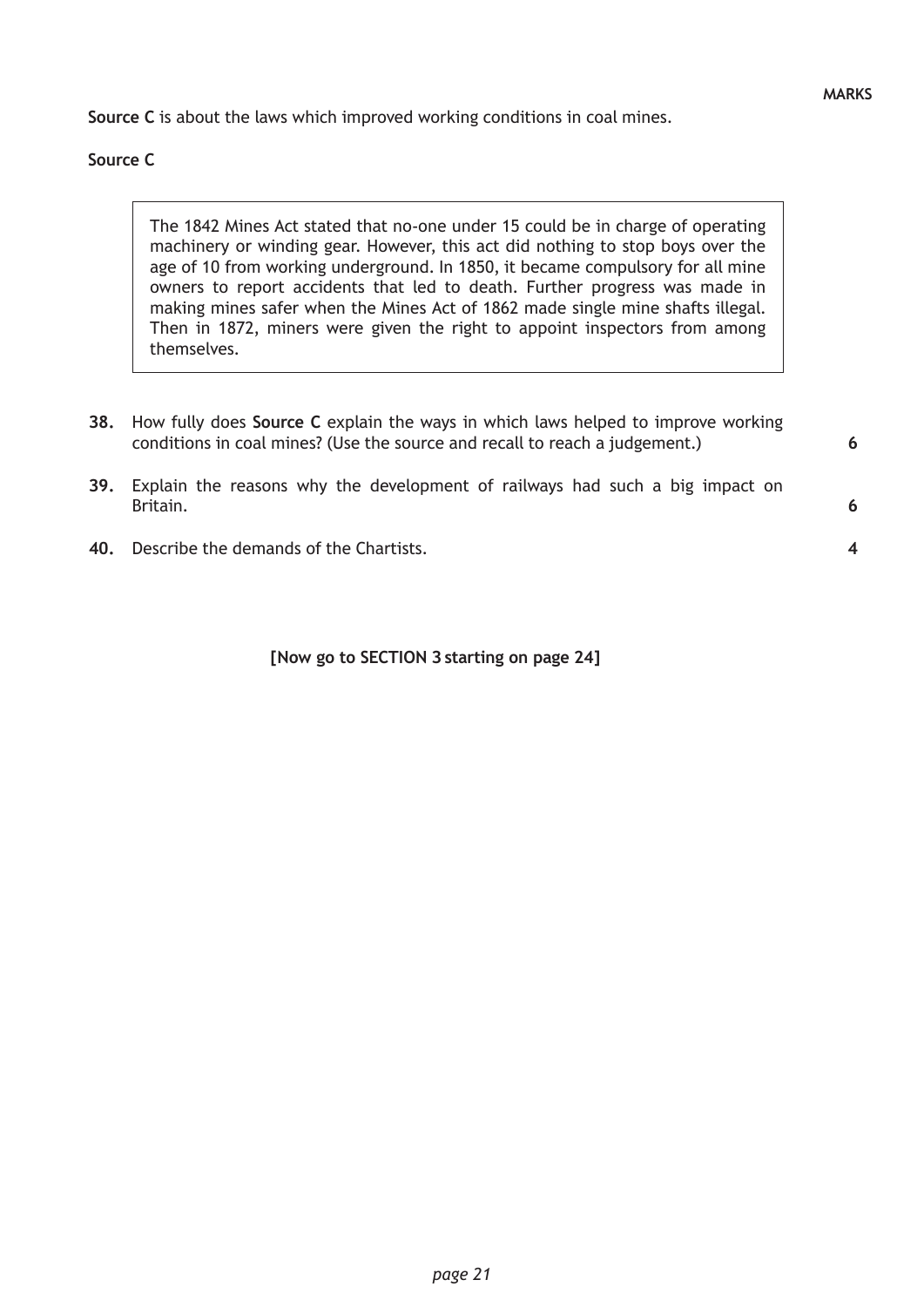**MARKS**

**Source C** is about the laws which improved working conditions in coal mines.

**Source C**

> The 1842 Mines Act stated that no-one under 15 could be in charge of operating machinery or winding gear. However, this act did nothing to stop boys over the age of 10 from working underground. In 1850, it became compulsory for all mine owners to report accidents that led to death. Further progress was made in making mines safer when the Mines Act of 1862 made single mine shafts illegal. Then in 1872, miners were given the right to appoint inspectors from among themselves.

**38.** How fully does **Source C** explain the ways in which laws helped to improve working conditions in coal mines? (Use the source and recall to reach a judgement.) **6**

**39.** Explain the reasons why the development of railways had such a big impact on Britain. **6**

**40.** Describe the demands of the Chartists. **4**

**[Now go to SECTION 3 starting on page 24]**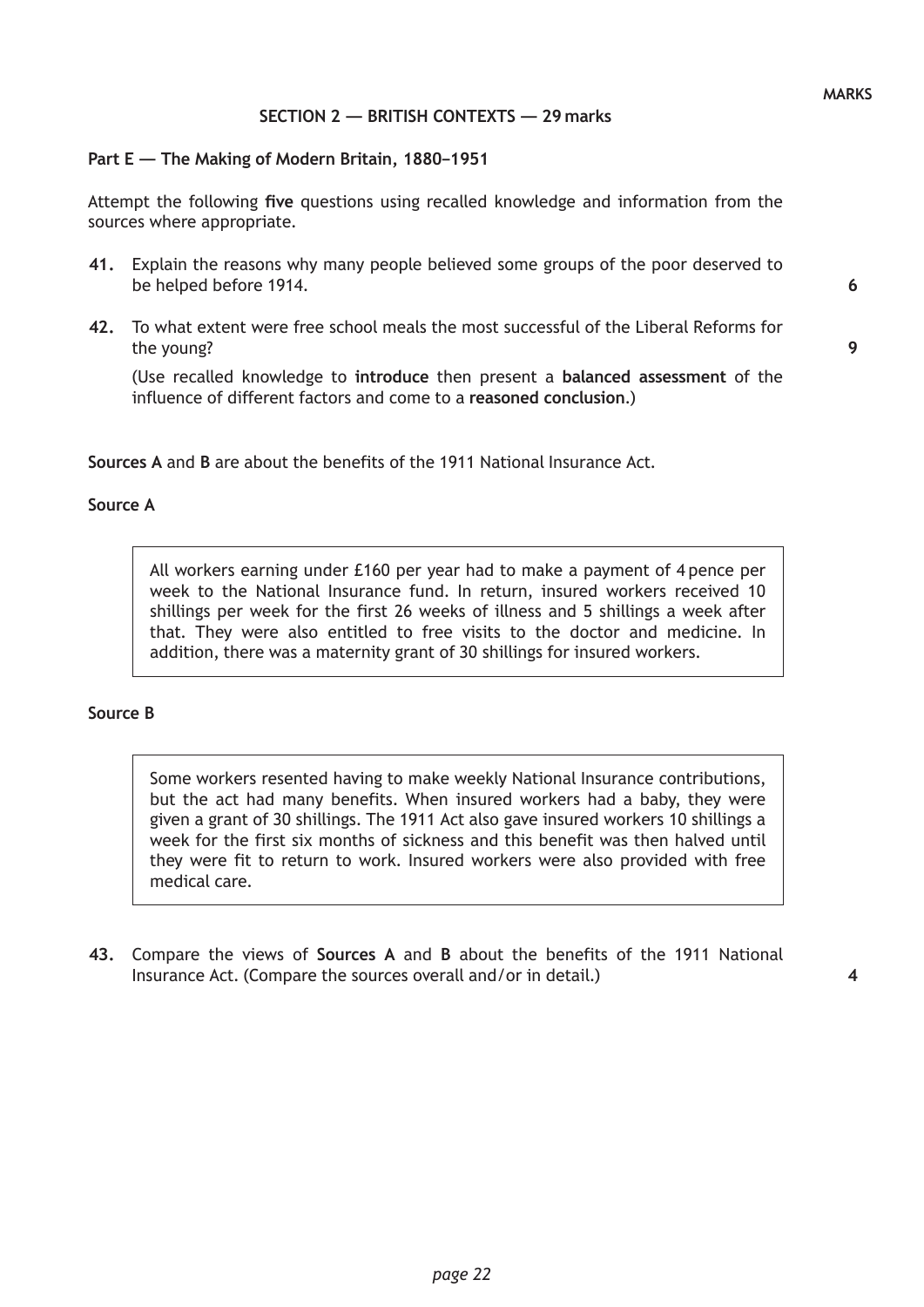MARKS

## SECTION 2 — BRITISH CONTEXTS — 29 marks

### Part E — The Making of Modern Britain, 1880–1951

Attempt the following **five** questions using recalled knowledge and information from the sources where appropriate.

**41.** Explain the reasons why many people believed some groups of the poor deserved to be helped before 1914. **6**

**42.** To what extent were free school meals the most successful of the Liberal Reforms for the young? **9**

(Use recalled knowledge to **introduce** then present a **balanced assessment** of the influence of different factors and come to a **reasoned conclusion**.)

**Sources A** and **B** are about the benefits of the 1911 National Insurance Act.

**Source A**

> All workers earning under £160 per year had to make a payment of 4 pence per week to the National Insurance fund. In return, insured workers received 10 shillings per week for the first 26 weeks of illness and 5 shillings a week after that. They were also entitled to free visits to the doctor and medicine. In addition, there was a maternity grant of 30 shillings for insured workers.

**Source B**

> Some workers resented having to make weekly National Insurance contributions, but the act had many benefits. When insured workers had a baby, they were given a grant of 30 shillings. The 1911 Act also gave insured workers 10 shillings a week for the first six months of sickness and this benefit was then halved until they were fit to return to work. Insured workers were also provided with free medical care.

**43.** Compare the views of **Sources A** and **B** about the benefits of the 1911 National Insurance Act. (Compare the sources overall and/or in detail.) **4**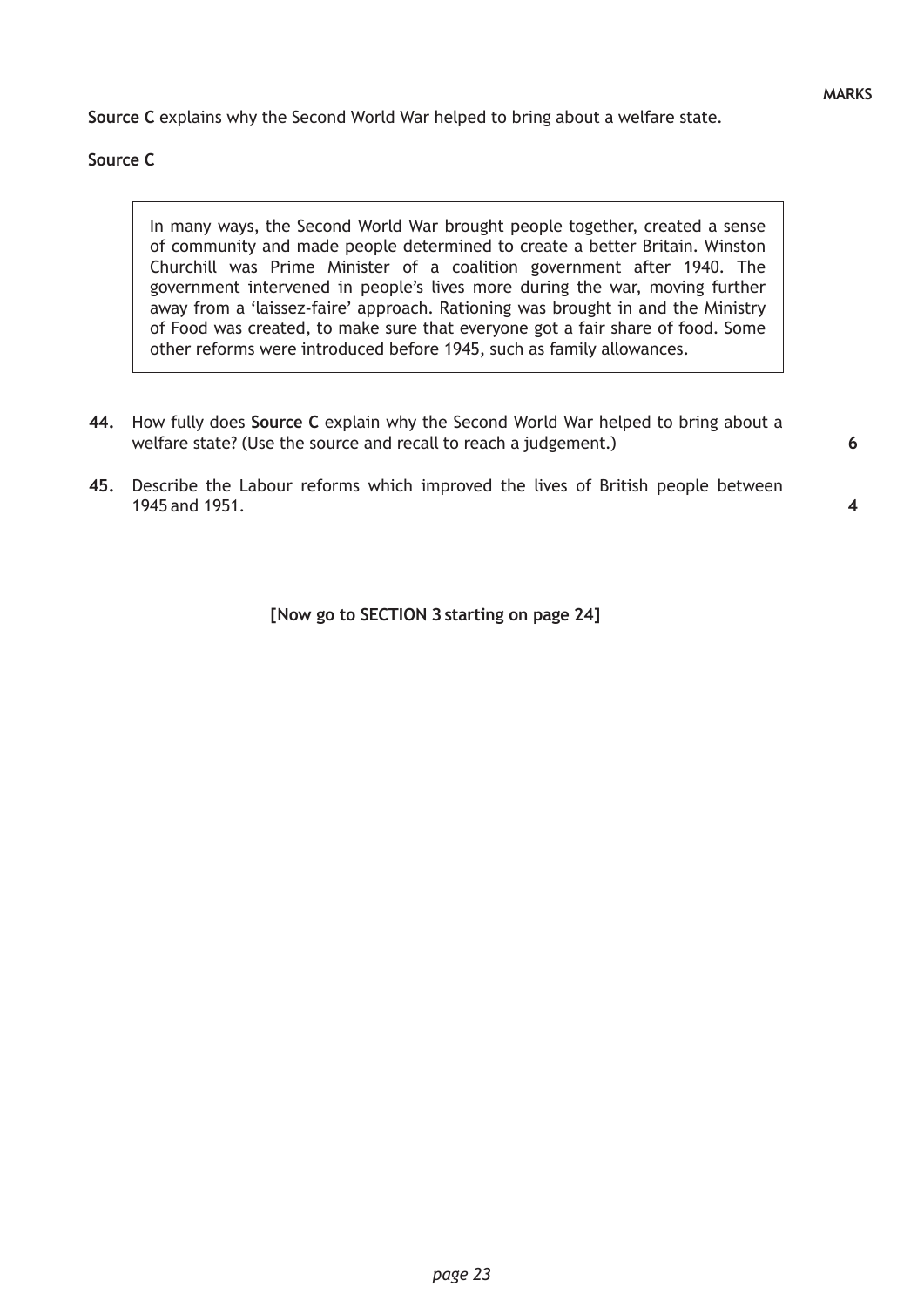MARKS

**Source C** explains why the Second World War helped to bring about a welfare state.

**Source C**

> In many ways, the Second World War brought people together, created a sense of community and made people determined to create a better Britain. Winston Churchill was Prime Minister of a coalition government after 1940. The government intervened in people's lives more during the war, moving further away from a 'laissez-faire' approach. Rationing was brought in and the Ministry of Food was created, to make sure that everyone got a fair share of food. Some other reforms were introduced before 1945, such as family allowances.

**44.** How fully does **Source C** explain why the Second World War helped to bring about a welfare state? (Use the source and recall to reach a judgement.) **6**

**45.** Describe the Labour reforms which improved the lives of British people between 1945 and 1951. **4**

**[Now go to SECTION 3 starting on page 24]**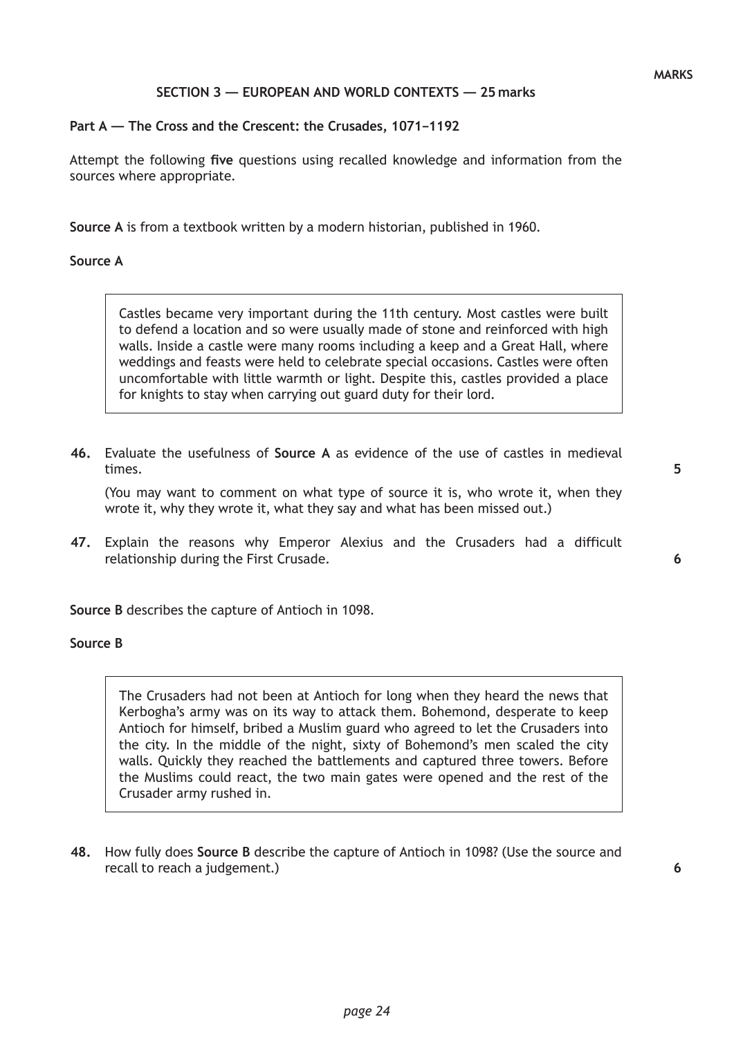MARKS

## SECTION 3 — EUROPEAN AND WORLD CONTEXTS — 25 marks

### Part A — The Cross and the Crescent: the Crusades, 1071–1192

Attempt the following **five** questions using recalled knowledge and information from the sources where appropriate.

**Source A** is from a textbook written by a modern historian, published in 1960.

**Source A**

> Castles became very important during the 11th century. Most castles were built to defend a location and so were usually made of stone and reinforced with high walls. Inside a castle were many rooms including a keep and a Great Hall, where weddings and feasts were held to celebrate special occasions. Castles were often uncomfortable with little warmth or light. Despite this, castles provided a place for knights to stay when carrying out guard duty for their lord.

**46.** Evaluate the usefulness of **Source A** as evidence of the use of castles in medieval times. **5**

(You may want to comment on what type of source it is, who wrote it, when they wrote it, why they wrote it, what they say and what has been missed out.)

**47.** Explain the reasons why Emperor Alexius and the Crusaders had a difficult relationship during the First Crusade. **6**

**Source B** describes the capture of Antioch in 1098.

**Source B**

> The Crusaders had not been at Antioch for long when they heard the news that Kerbogha's army was on its way to attack them. Bohemond, desperate to keep Antioch for himself, bribed a Muslim guard who agreed to let the Crusaders into the city. In the middle of the night, sixty of Bohemond's men scaled the city walls. Quickly they reached the battlements and captured three towers. Before the Muslims could react, the two main gates were opened and the rest of the Crusader army rushed in.

**48.** How fully does **Source B** describe the capture of Antioch in 1098? (Use the source and recall to reach a judgement.) **6**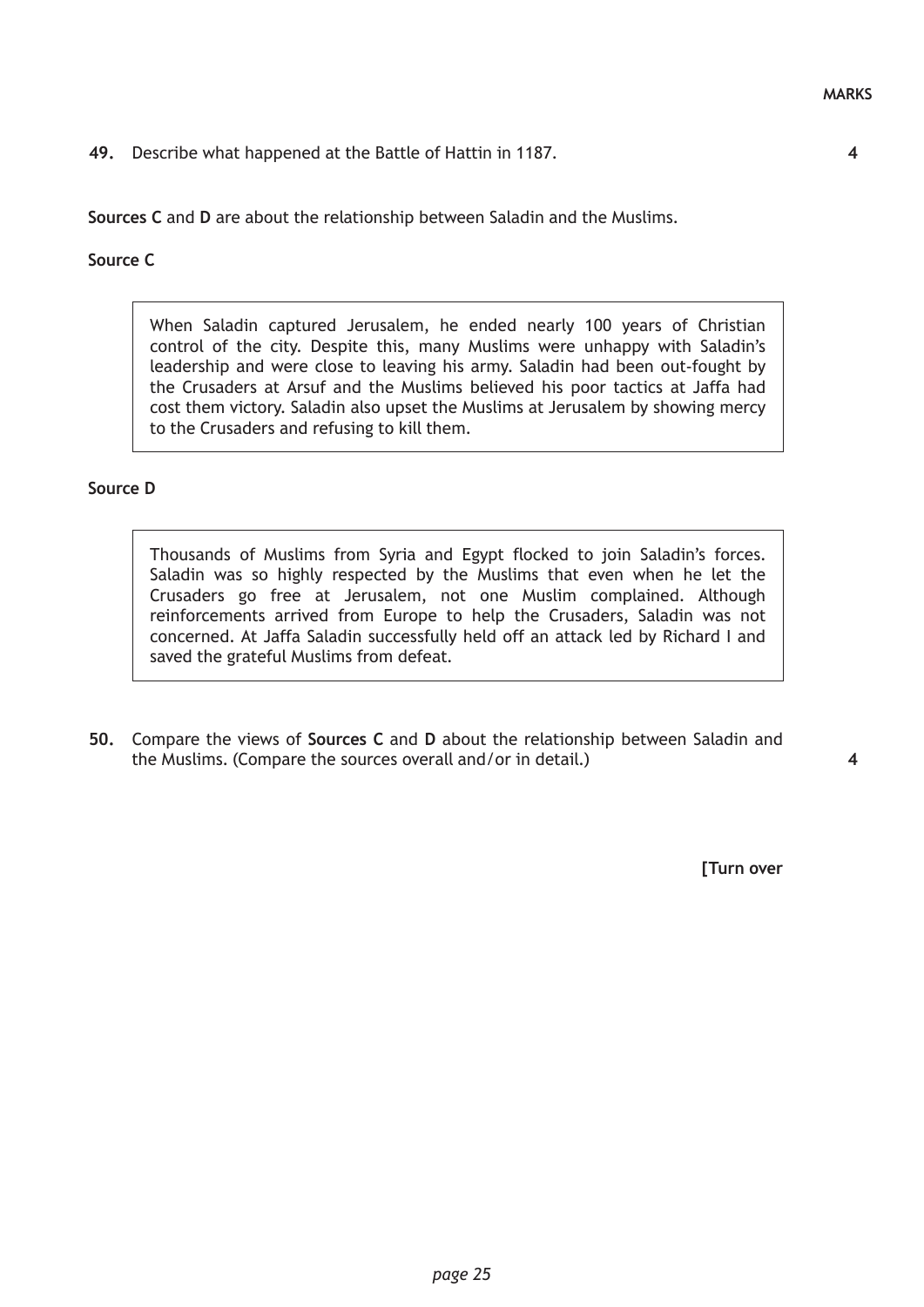MARKS

**49.** Describe what happened at the Battle of Hattin in 1187. **4**

**Sources C** and **D** are about the relationship between Saladin and the Muslims.

**Source C**

> When Saladin captured Jerusalem, he ended nearly 100 years of Christian control of the city. Despite this, many Muslims were unhappy with Saladin's leadership and were close to leaving his army. Saladin had been out-fought by the Crusaders at Arsuf and the Muslims believed his poor tactics at Jaffa had cost them victory. Saladin also upset the Muslims at Jerusalem by showing mercy to the Crusaders and refusing to kill them.

**Source D**

> Thousands of Muslims from Syria and Egypt flocked to join Saladin's forces. Saladin was so highly respected by the Muslims that even when he let the Crusaders go free at Jerusalem, not one Muslim complained. Although reinforcements arrived from Europe to help the Crusaders, Saladin was not concerned. At Jaffa Saladin successfully held off an attack led by Richard I and saved the grateful Muslims from defeat.

**50.** Compare the views of **Sources C** and **D** about the relationship between Saladin and the Muslims. (Compare the sources overall and/or in detail.) **4**

**[Turn over**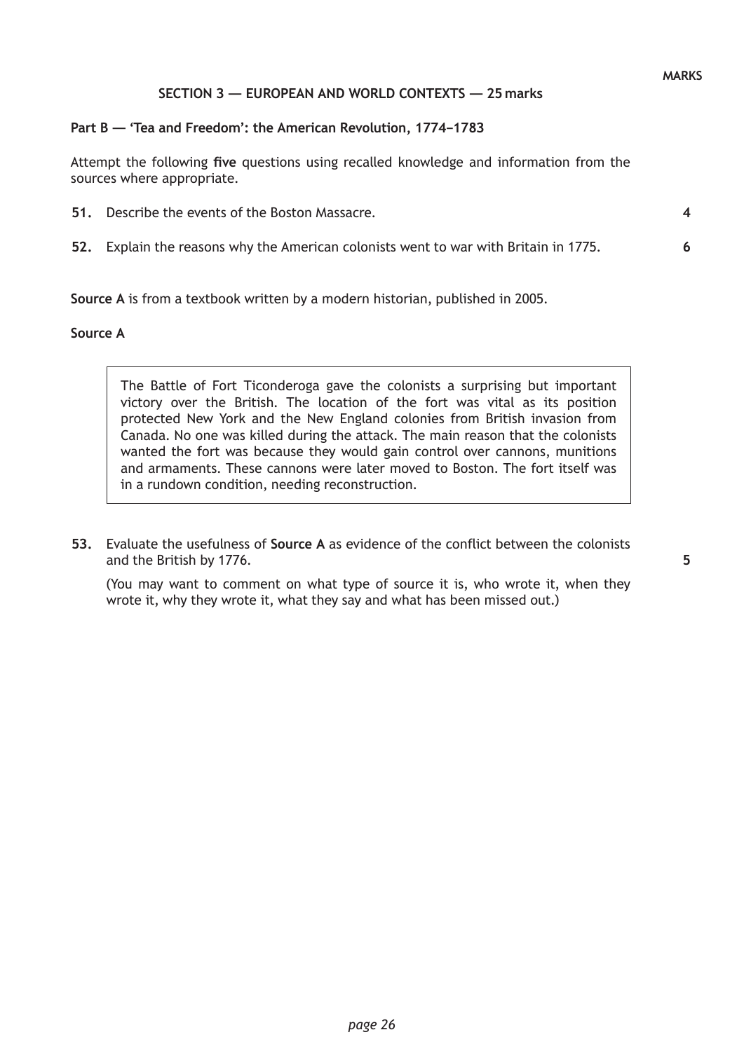MARKS

## SECTION 3 — EUROPEAN AND WORLD CONTEXTS — 25 marks

### Part B — 'Tea and Freedom': the American Revolution, 1774–1783

Attempt the following **five** questions using recalled knowledge and information from the sources where appropriate.

**51.** Describe the events of the Boston Massacre. **4**

**52.** Explain the reasons why the American colonists went to war with Britain in 1775. **6**

**Source A** is from a textbook written by a modern historian, published in 2005.

**Source A**

> The Battle of Fort Ticonderoga gave the colonists a surprising but important victory over the British. The location of the fort was vital as its position protected New York and the New England colonies from British invasion from Canada. No one was killed during the attack. The main reason that the colonists wanted the fort was because they would gain control over cannons, munitions and armaments. These cannons were later moved to Boston. The fort itself was in a rundown condition, needing reconstruction.

**53.** Evaluate the usefulness of **Source A** as evidence of the conflict between the colonists and the British by 1776. **5**

(You may want to comment on what type of source it is, who wrote it, when they wrote it, why they wrote it, what they say and what has been missed out.)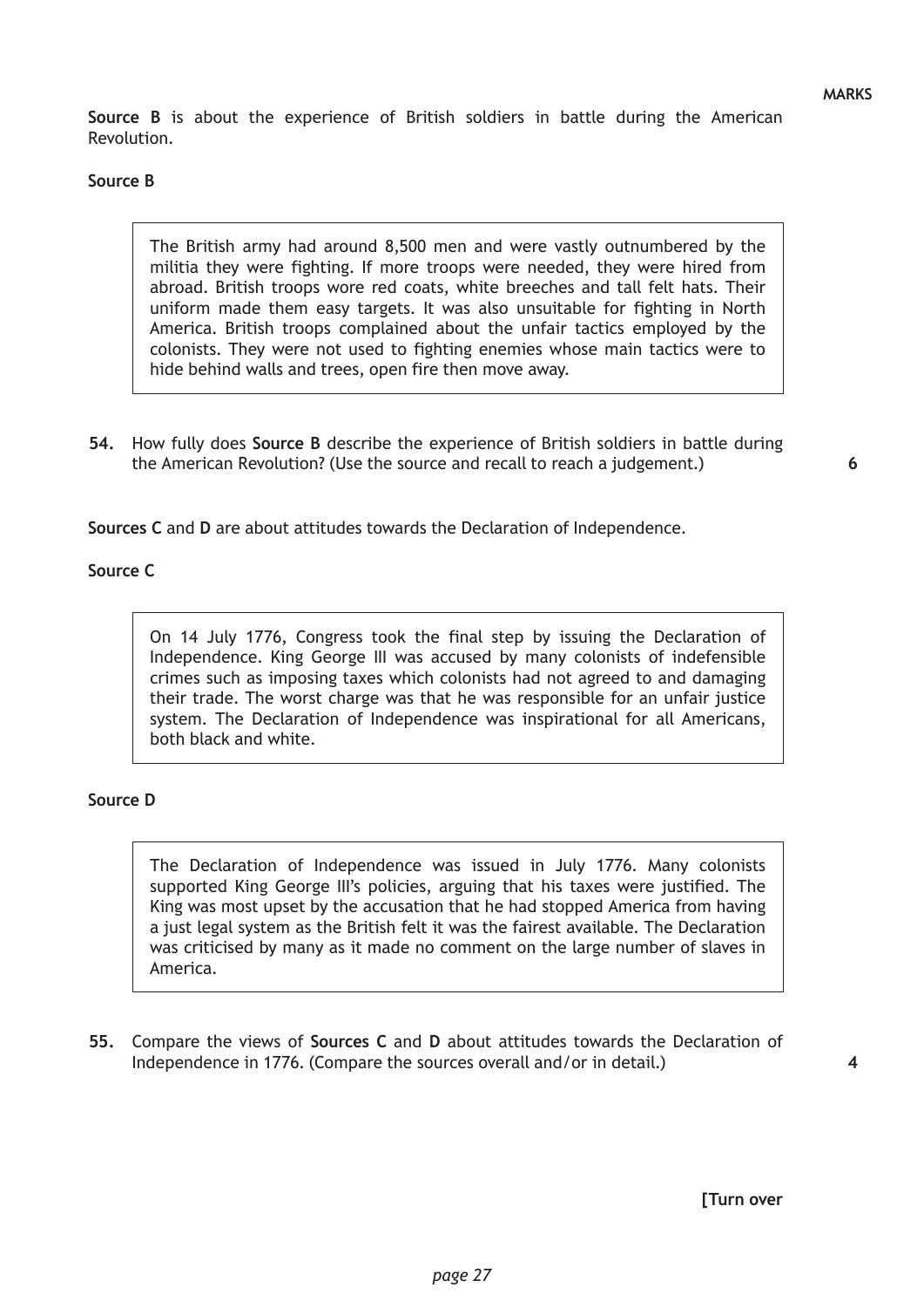MARKS

**Source B** is about the experience of British soldiers in battle during the American Revolution.

**Source B**

> The British army had around 8,500 men and were vastly outnumbered by the militia they were fighting. If more troops were needed, they were hired from abroad. British troops wore red coats, white breeches and tall felt hats. Their uniform made them easy targets. It was also unsuitable for fighting in North America. British troops complained about the unfair tactics employed by the colonists. They were not used to fighting enemies whose main tactics were to hide behind walls and trees, open fire then move away.

**54.** How fully does **Source B** describe the experience of British soldiers in battle during the American Revolution? (Use the source and recall to reach a judgement.) **6**

**Sources C** and **D** are about attitudes towards the Declaration of Independence.

**Source C**

> On 14 July 1776, Congress took the final step by issuing the Declaration of Independence. King George III was accused by many colonists of indefensible crimes such as imposing taxes which colonists had not agreed to and damaging their trade. The worst charge was that he was responsible for an unfair justice system. The Declaration of Independence was inspirational for all Americans, both black and white.

**Source D**

> The Declaration of Independence was issued in July 1776. Many colonists supported King George III's policies, arguing that his taxes were justified. The King was most upset by the accusation that he had stopped America from having a just legal system as the British felt it was the fairest available. The Declaration was criticised by many as it made no comment on the large number of slaves in America.

**55.** Compare the views of **Sources C** and **D** about attitudes towards the Declaration of Independence in 1776. (Compare the sources overall and/or in detail.) **4**

**[Turn over**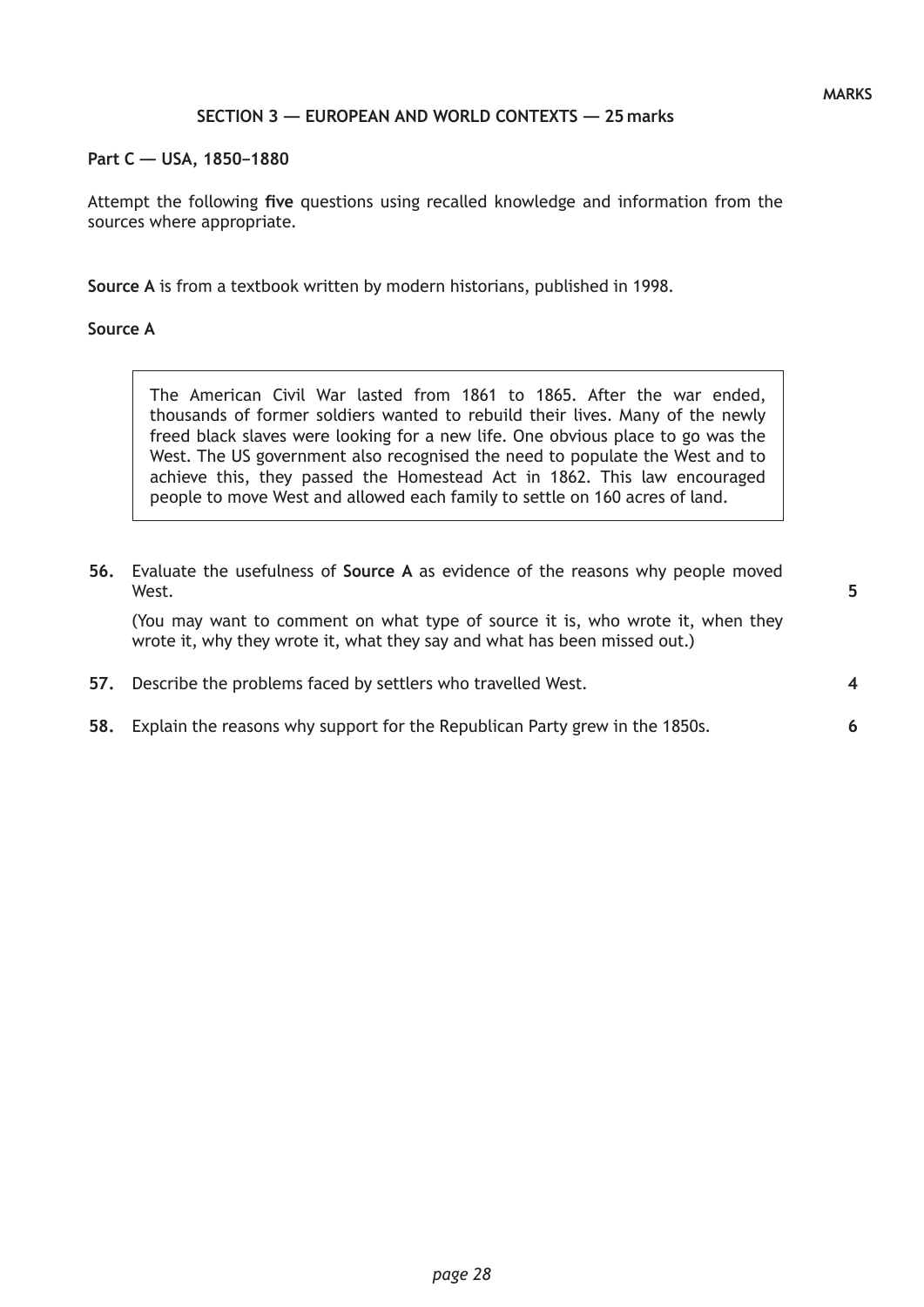MARKS

## SECTION 3 — EUROPEAN AND WORLD CONTEXTS — 25 marks

### Part C — USA, 1850–1880

Attempt the following **five** questions using recalled knowledge and information from the sources where appropriate.

**Source A** is from a textbook written by modern historians, published in 1998.

**Source A**

> The American Civil War lasted from 1861 to 1865. After the war ended, thousands of former soldiers wanted to rebuild their lives. Many of the newly freed black slaves were looking for a new life. One obvious place to go was the West. The US government also recognised the need to populate the West and to achieve this, they passed the Homestead Act in 1862. This law encouraged people to move West and allowed each family to settle on 160 acres of land.

**56.** Evaluate the usefulness of **Source A** as evidence of the reasons why people moved West. **5**

(You may want to comment on what type of source it is, who wrote it, when they wrote it, why they wrote it, what they say and what has been missed out.)

**57.** Describe the problems faced by settlers who travelled West. **4**

**58.** Explain the reasons why support for the Republican Party grew in the 1850s. **6**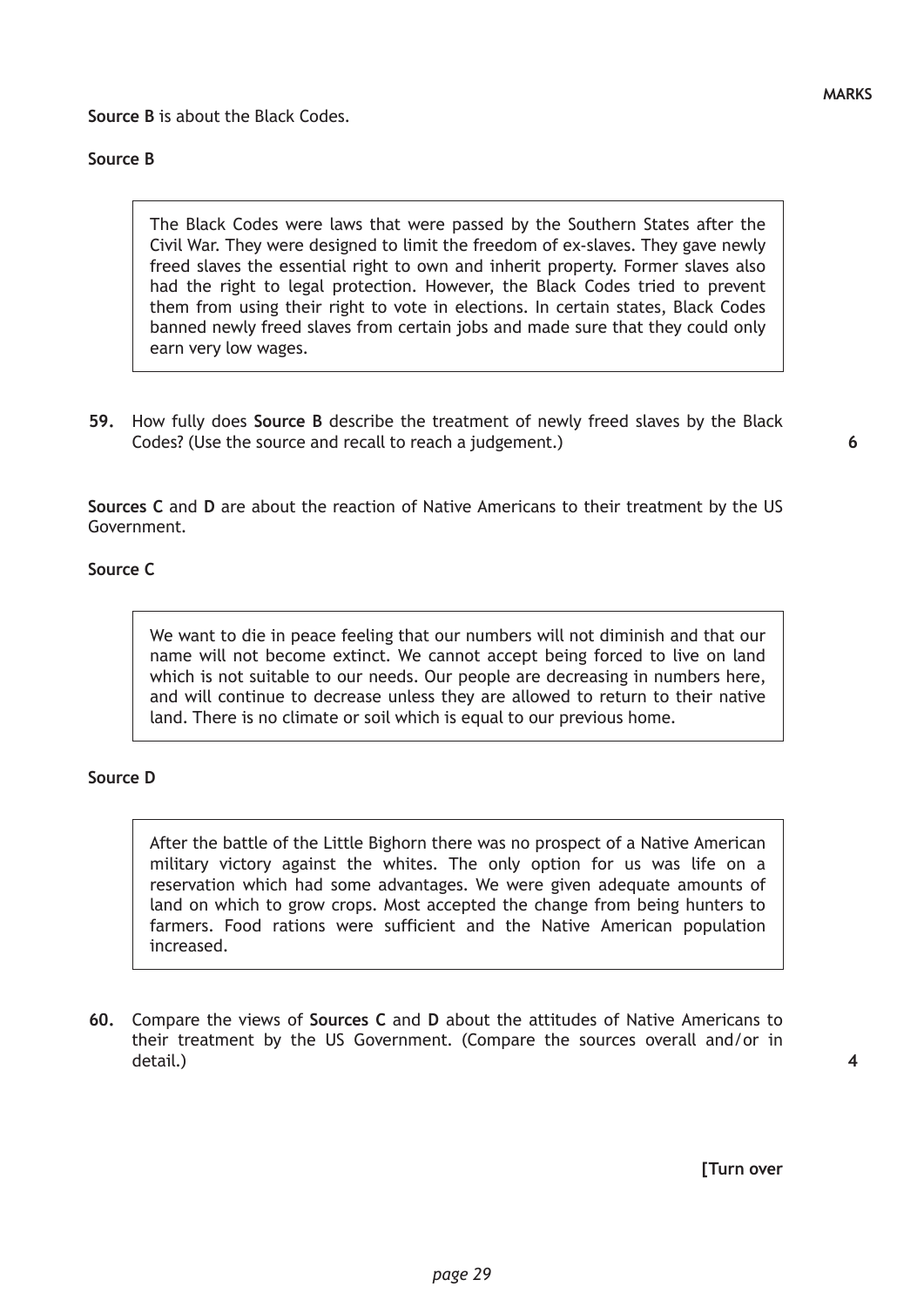MARKS

**Source B** is about the Black Codes.

**Source B**

> The Black Codes were laws that were passed by the Southern States after the Civil War. They were designed to limit the freedom of ex-slaves. They gave newly freed slaves the essential right to own and inherit property. Former slaves also had the right to legal protection. However, the Black Codes tried to prevent them from using their right to vote in elections. In certain states, Black Codes banned newly freed slaves from certain jobs and made sure that they could only earn very low wages.

**59.** How fully does **Source B** describe the treatment of newly freed slaves by the Black Codes? (Use the source and recall to reach a judgement.) **6**

**Sources C** and **D** are about the reaction of Native Americans to their treatment by the US Government.

**Source C**

> We want to die in peace feeling that our numbers will not diminish and that our name will not become extinct. We cannot accept being forced to live on land which is not suitable to our needs. Our people are decreasing in numbers here, and will continue to decrease unless they are allowed to return to their native land. There is no climate or soil which is equal to our previous home.

**Source D**

> After the battle of the Little Bighorn there was no prospect of a Native American military victory against the whites. The only option for us was life on a reservation which had some advantages. We were given adequate amounts of land on which to grow crops. Most accepted the change from being hunters to farmers. Food rations were sufficient and the Native American population increased.

**60.** Compare the views of **Sources C** and **D** about the attitudes of Native Americans to their treatment by the US Government. (Compare the sources overall and/or in detail.) **4**

**[Turn over**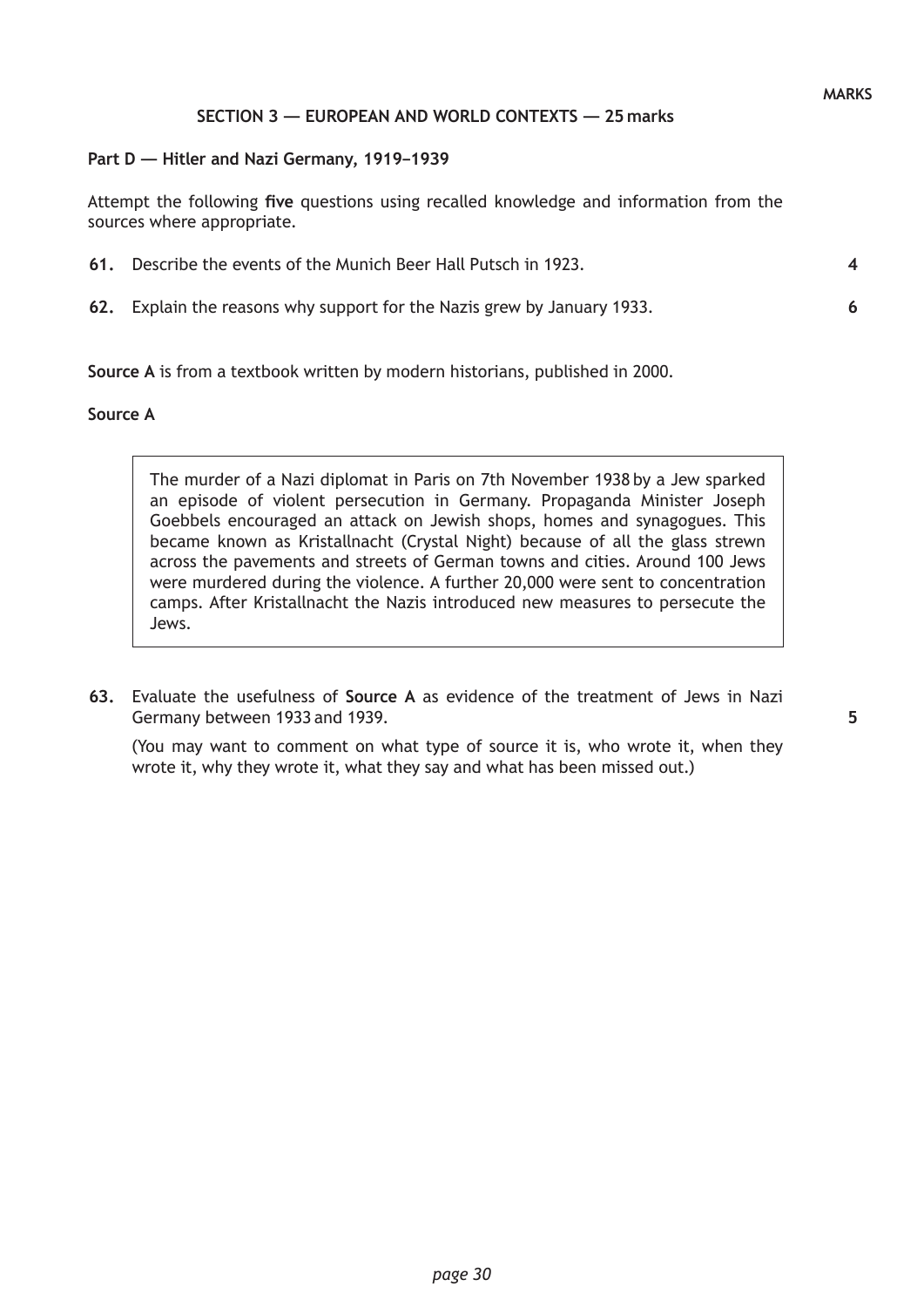MARKS

## SECTION 3 — EUROPEAN AND WORLD CONTEXTS — 25 marks

### Part D — Hitler and Nazi Germany, 1919–1939

Attempt the following **five** questions using recalled knowledge and information from the sources where appropriate.

**61.** Describe the events of the Munich Beer Hall Putsch in 1923. **4**

**62.** Explain the reasons why support for the Nazis grew by January 1933. **6**

**Source A** is from a textbook written by modern historians, published in 2000.

**Source A**

> The murder of a Nazi diplomat in Paris on 7th November 1938 by a Jew sparked an episode of violent persecution in Germany. Propaganda Minister Joseph Goebbels encouraged an attack on Jewish shops, homes and synagogues. This became known as Kristallnacht (Crystal Night) because of all the glass strewn across the pavements and streets of German towns and cities. Around 100 Jews were murdered during the violence. A further 20,000 were sent to concentration camps. After Kristallnacht the Nazis introduced new measures to persecute the Jews.

**63.** Evaluate the usefulness of **Source A** as evidence of the treatment of Jews in Nazi Germany between 1933 and 1939. **5**

(You may want to comment on what type of source it is, who wrote it, when they wrote it, why they wrote it, what they say and what has been missed out.)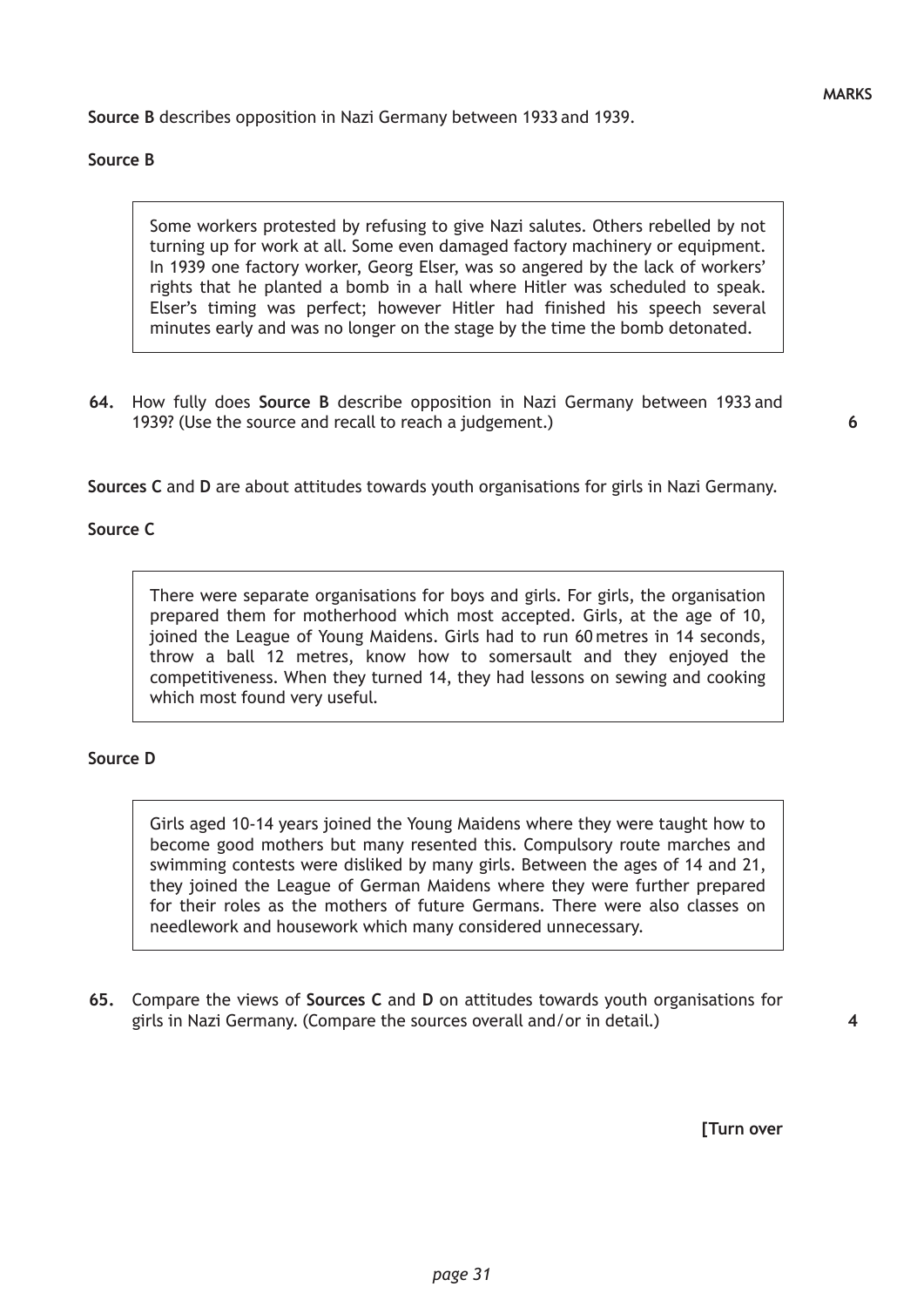MARKS

**Source B** describes opposition in Nazi Germany between 1933 and 1939.

**Source B**

> Some workers protested by refusing to give Nazi salutes. Others rebelled by not turning up for work at all. Some even damaged factory machinery or equipment. In 1939 one factory worker, Georg Elser, was so angered by the lack of workers' rights that he planted a bomb in a hall where Hitler was scheduled to speak. Elser's timing was perfect; however Hitler had finished his speech several minutes early and was no longer on the stage by the time the bomb detonated.

**64.** How fully does **Source B** describe opposition in Nazi Germany between 1933 and 1939? (Use the source and recall to reach a judgement.) **6**

**Sources C** and **D** are about attitudes towards youth organisations for girls in Nazi Germany.

**Source C**

> There were separate organisations for boys and girls. For girls, the organisation prepared them for motherhood which most accepted. Girls, at the age of 10, joined the League of Young Maidens. Girls had to run 60 metres in 14 seconds, throw a ball 12 metres, know how to somersault and they enjoyed the competitiveness. When they turned 14, they had lessons on sewing and cooking which most found very useful.

**Source D**

> Girls aged 10-14 years joined the Young Maidens where they were taught how to become good mothers but many resented this. Compulsory route marches and swimming contests were disliked by many girls. Between the ages of 14 and 21, they joined the League of German Maidens where they were further prepared for their roles as the mothers of future Germans. There were also classes on needlework and housework which many considered unnecessary.

**65.** Compare the views of **Sources C** and **D** on attitudes towards youth organisations for girls in Nazi Germany. (Compare the sources overall and/or in detail.) **4**

**[Turn over**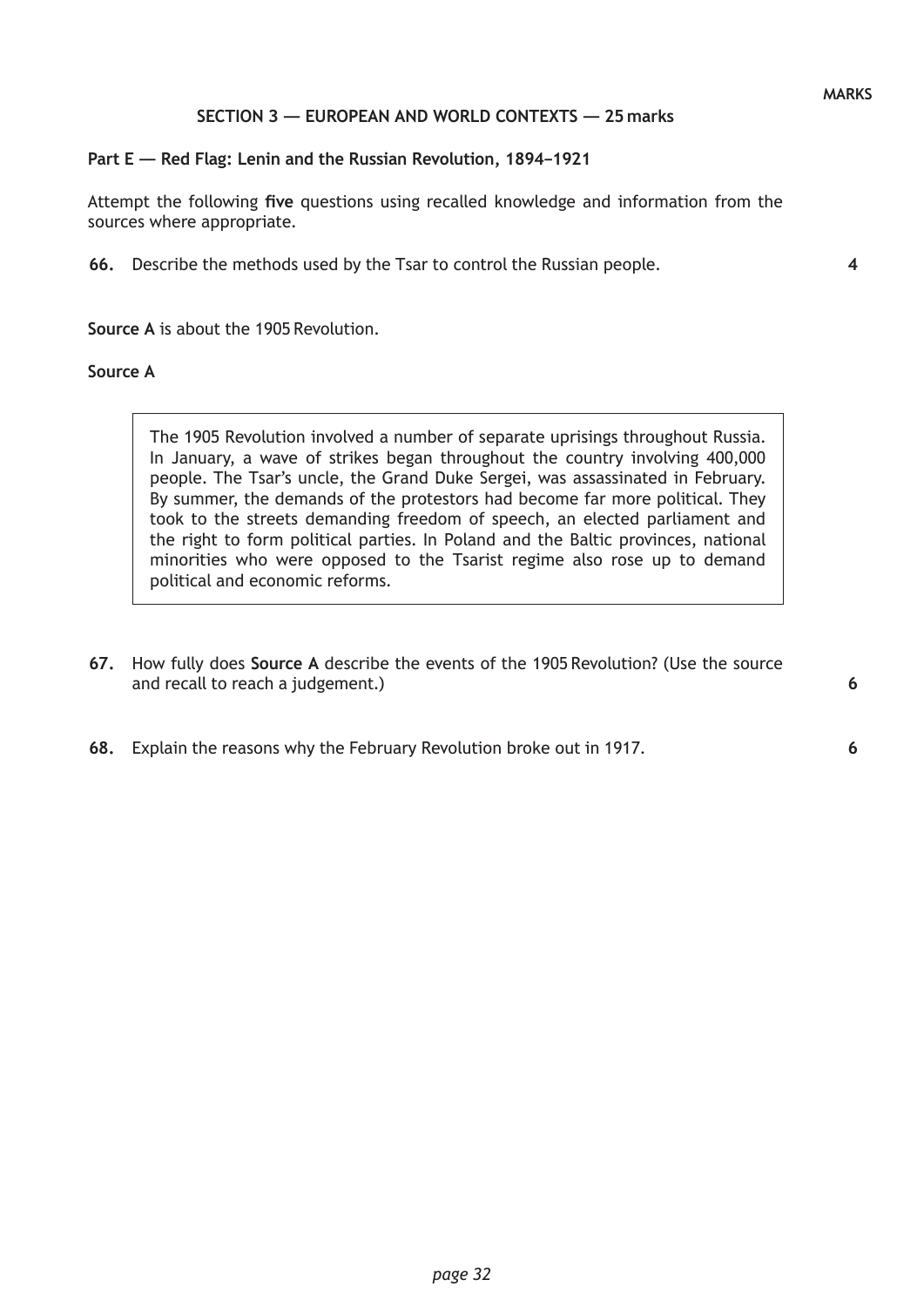MARKS

## SECTION 3 — EUROPEAN AND WORLD CONTEXTS — 25 marks

### Part E — Red Flag: Lenin and the Russian Revolution, 1894–1921

Attempt the following **five** questions using recalled knowledge and information from the sources where appropriate.

**66.** Describe the methods used by the Tsar to control the Russian people. **4**

**Source A** is about the 1905 Revolution.

**Source A**

> The 1905 Revolution involved a number of separate uprisings throughout Russia. In January, a wave of strikes began throughout the country involving 400,000 people. The Tsar's uncle, the Grand Duke Sergei, was assassinated in February. By summer, the demands of the protestors had become far more political. They took to the streets demanding freedom of speech, an elected parliament and the right to form political parties. In Poland and the Baltic provinces, national minorities who were opposed to the Tsarist regime also rose up to demand political and economic reforms.

**67.** How fully does **Source A** describe the events of the 1905 Revolution? (Use the source and recall to reach a judgement.) **6**

**68.** Explain the reasons why the February Revolution broke out in 1917. **6**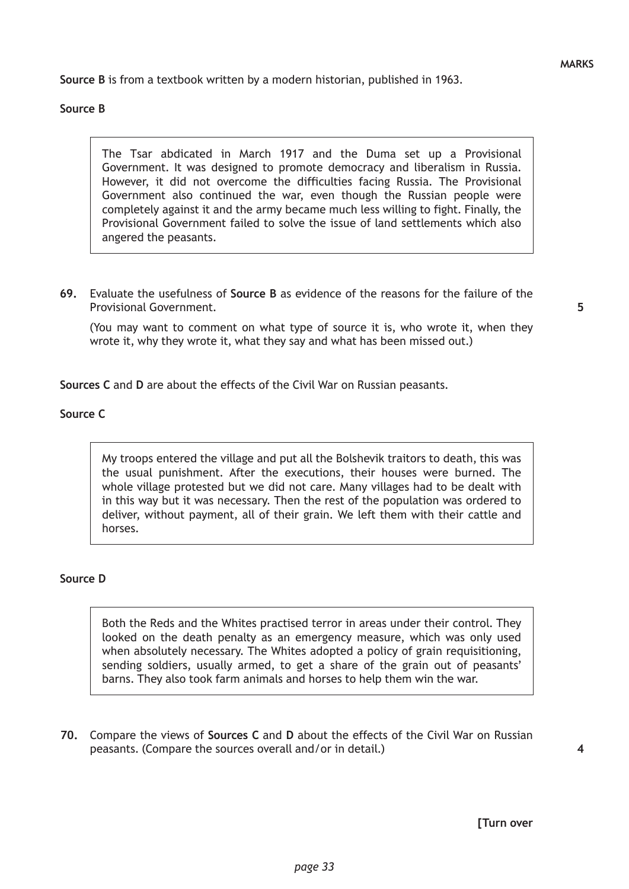**MARKS**

**Source B** is from a textbook written by a modern historian, published in 1963.

**Source B**

> The Tsar abdicated in March 1917 and the Duma set up a Provisional Government. It was designed to promote democracy and liberalism in Russia. However, it did not overcome the difficulties facing Russia. The Provisional Government also continued the war, even though the Russian people were completely against it and the army became much less willing to fight. Finally, the Provisional Government failed to solve the issue of land settlements which also angered the peasants.

**69.** Evaluate the usefulness of **Source B** as evidence of the reasons for the failure of the Provisional Government. **5**

(You may want to comment on what type of source it is, who wrote it, when they wrote it, why they wrote it, what they say and what has been missed out.)

**Sources C** and **D** are about the effects of the Civil War on Russian peasants.

**Source C**

> My troops entered the village and put all the Bolshevik traitors to death, this was the usual punishment. After the executions, their houses were burned. The whole village protested but we did not care. Many villages had to be dealt with in this way but it was necessary. Then the rest of the population was ordered to deliver, without payment, all of their grain. We left them with their cattle and horses.

**Source D**

> Both the Reds and the Whites practised terror in areas under their control. They looked on the death penalty as an emergency measure, which was only used when absolutely necessary. The Whites adopted a policy of grain requisitioning, sending soldiers, usually armed, to get a share of the grain out of peasants' barns. They also took farm animals and horses to help them win the war.

**70.** Compare the views of **Sources C** and **D** about the effects of the Civil War on Russian peasants. (Compare the sources overall and/or in detail.) **4**

**[Turn over**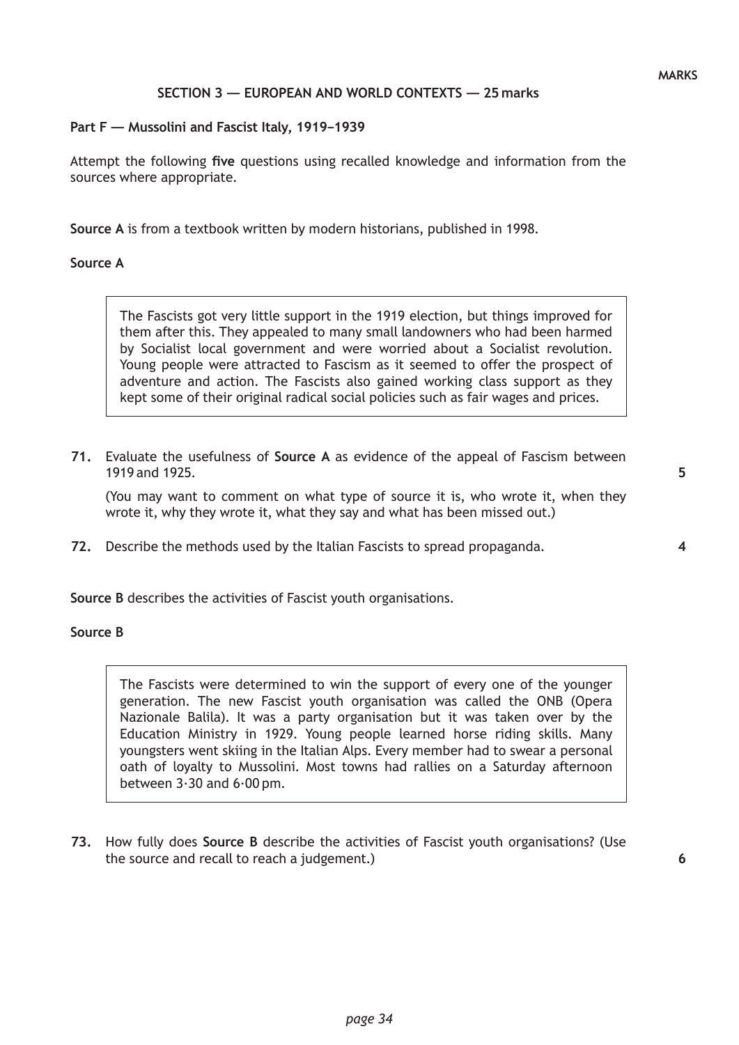MARKS

## SECTION 3 — EUROPEAN AND WORLD CONTEXTS — 25 marks

### Part F — Mussolini and Fascist Italy, 1919–1939

Attempt the following **five** questions using recalled knowledge and information from the sources where appropriate.

**Source A** is from a textbook written by modern historians, published in 1998.

**Source A**

> The Fascists got very little support in the 1919 election, but things improved for them after this. They appealed to many small landowners who had been harmed by Socialist local government and were worried about a Socialist revolution. Young people were attracted to Fascism as it seemed to offer the prospect of adventure and action. The Fascists also gained working class support as they kept some of their original radical social policies such as fair wages and prices.

**71.** Evaluate the usefulness of **Source A** as evidence of the appeal of Fascism between 1919 and 1925. **5**

(You may want to comment on what type of source it is, who wrote it, when they wrote it, why they wrote it, what they say and what has been missed out.)

**72.** Describe the methods used by the Italian Fascists to spread propaganda. **4**

**Source B** describes the activities of Fascist youth organisations.

**Source B**

> The Fascists were determined to win the support of every one of the younger generation. The new Fascist youth organisation was called the ONB (Opera Nazionale Balila). It was a party organisation but it was taken over by the Education Ministry in 1929. Young people learned horse riding skills. Many youngsters went skiing in the Italian Alps. Every member had to swear a personal oath of loyalty to Mussolini. Most towns had rallies on a Saturday afternoon between 3·30 and 6·00 pm.

**73.** How fully does **Source B** describe the activities of Fascist youth organisations? (Use the source and recall to reach a judgement.) **6**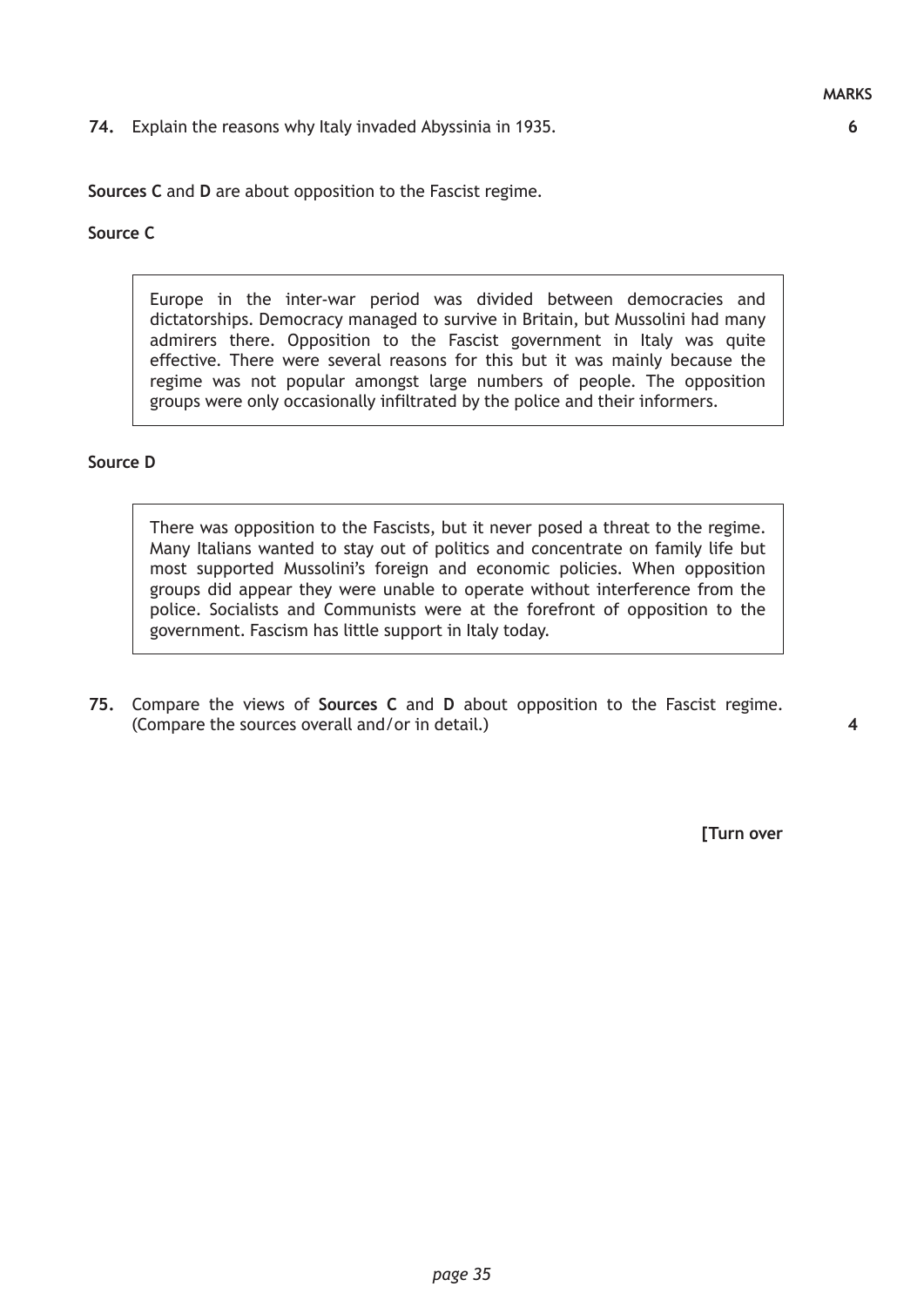MARKS

**74.** Explain the reasons why Italy invaded Abyssinia in 1935. **6**

**Sources C** and **D** are about opposition to the Fascist regime.

**Source C**

> Europe in the inter-war period was divided between democracies and dictatorships. Democracy managed to survive in Britain, but Mussolini had many admirers there. Opposition to the Fascist government in Italy was quite effective. There were several reasons for this but it was mainly because the regime was not popular amongst large numbers of people. The opposition groups were only occasionally infiltrated by the police and their informers.

**Source D**

> There was opposition to the Fascists, but it never posed a threat to the regime. Many Italians wanted to stay out of politics and concentrate on family life but most supported Mussolini's foreign and economic policies. When opposition groups did appear they were unable to operate without interference from the police. Socialists and Communists were at the forefront of opposition to the government. Fascism has little support in Italy today.

**75.** Compare the views of **Sources C** and **D** about opposition to the Fascist regime. (Compare the sources overall and/or in detail.) **4**

**[Turn over**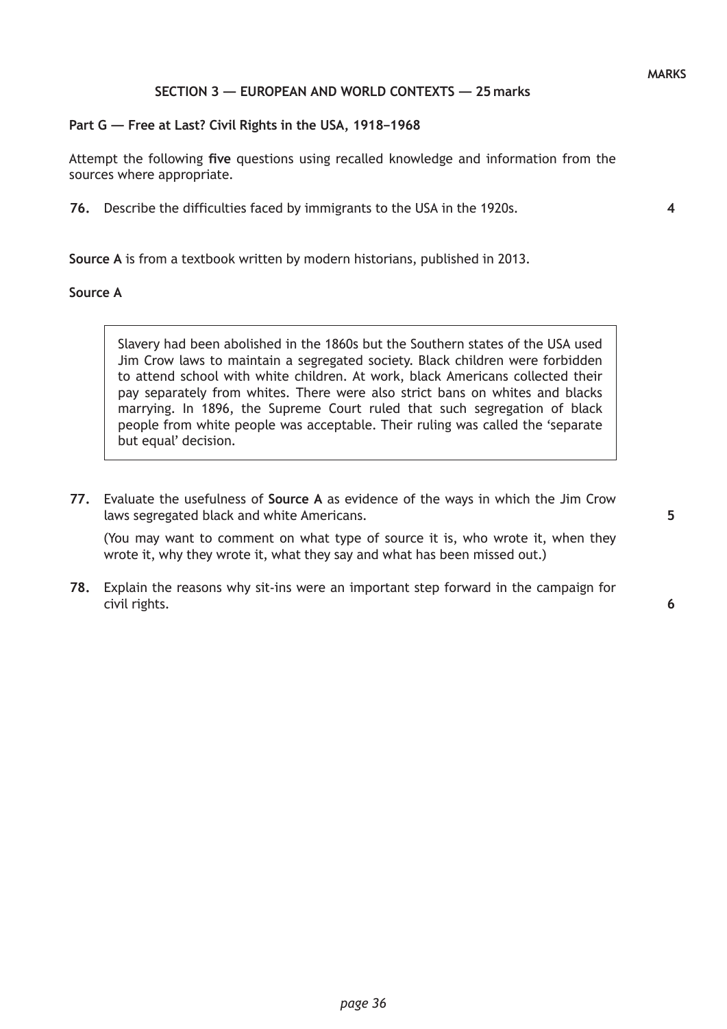MARKS

## SECTION 3 — EUROPEAN AND WORLD CONTEXTS — 25 marks

### Part G — Free at Last? Civil Rights in the USA, 1918–1968

Attempt the following **five** questions using recalled knowledge and information from the sources where appropriate.

**76.** Describe the difficulties faced by immigrants to the USA in the 1920s. **4**

**Source A** is from a textbook written by modern historians, published in 2013.

**Source A**

> Slavery had been abolished in the 1860s but the Southern states of the USA used Jim Crow laws to maintain a segregated society. Black children were forbidden to attend school with white children. At work, black Americans collected their pay separately from whites. There were also strict bans on whites and blacks marrying. In 1896, the Supreme Court ruled that such segregation of black people from white people was acceptable. Their ruling was called the 'separate but equal' decision.

**77.** Evaluate the usefulness of **Source A** as evidence of the ways in which the Jim Crow laws segregated black and white Americans. **5**

(You may want to comment on what type of source it is, who wrote it, when they wrote it, why they wrote it, what they say and what has been missed out.)

**78.** Explain the reasons why sit-ins were an important step forward in the campaign for civil rights. **6**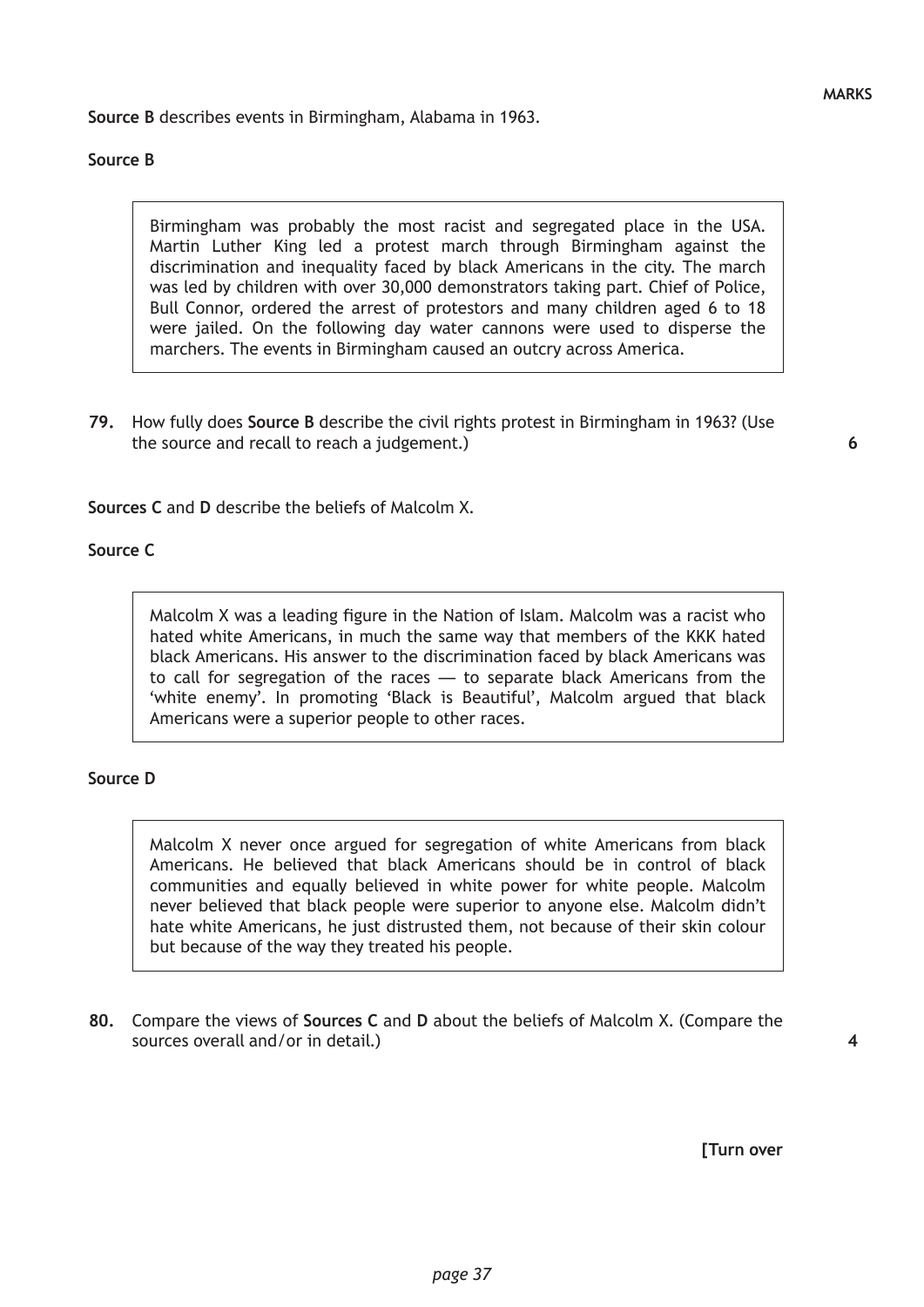**MARKS**

**Source B** describes events in Birmingham, Alabama in 1963.

**Source B**

> Birmingham was probably the most racist and segregated place in the USA. Martin Luther King led a protest march through Birmingham against the discrimination and inequality faced by black Americans in the city. The march was led by children with over 30,000 demonstrators taking part. Chief of Police, Bull Connor, ordered the arrest of protestors and many children aged 6 to 18 were jailed. On the following day water cannons were used to disperse the marchers. The events in Birmingham caused an outcry across America.

**79.** How fully does **Source B** describe the civil rights protest in Birmingham in 1963? (Use the source and recall to reach a judgement.) **6**

**Sources C** and **D** describe the beliefs of Malcolm X.

**Source C**

> Malcolm X was a leading figure in the Nation of Islam. Malcolm was a racist who hated white Americans, in much the same way that members of the KKK hated black Americans. His answer to the discrimination faced by black Americans was to call for segregation of the races — to separate black Americans from the 'white enemy'. In promoting 'Black is Beautiful', Malcolm argued that black Americans were a superior people to other races.

**Source D**

> Malcolm X never once argued for segregation of white Americans from black Americans. He believed that black Americans should be in control of black communities and equally believed in white power for white people. Malcolm never believed that black people were superior to anyone else. Malcolm didn't hate white Americans, he just distrusted them, not because of their skin colour but because of the way they treated his people.

**80.** Compare the views of **Sources C** and **D** about the beliefs of Malcolm X. (Compare the sources overall and/or in detail.) **4**

**[Turn over**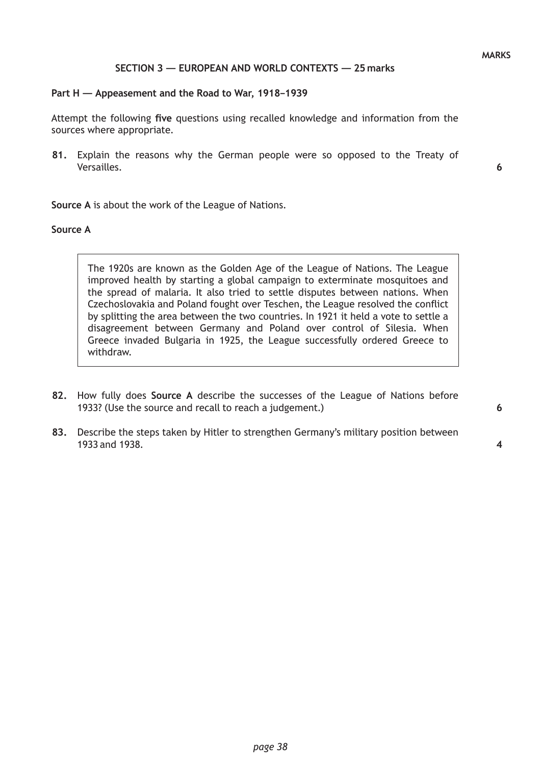MARKS

## SECTION 3 — EUROPEAN AND WORLD CONTEXTS — 25 marks

### Part H — Appeasement and the Road to War, 1918–1939

Attempt the following **five** questions using recalled knowledge and information from the sources where appropriate.

**81.** Explain the reasons why the German people were so opposed to the Treaty of Versailles. **6**

**Source A** is about the work of the League of Nations.

**Source A**

> The 1920s are known as the Golden Age of the League of Nations. The League improved health by starting a global campaign to exterminate mosquitoes and the spread of malaria. It also tried to settle disputes between nations. When Czechoslovakia and Poland fought over Teschen, the League resolved the conflict by splitting the area between the two countries. In 1921 it held a vote to settle a disagreement between Germany and Poland over control of Silesia. When Greece invaded Bulgaria in 1925, the League successfully ordered Greece to withdraw.

**82.** How fully does **Source A** describe the successes of the League of Nations before 1933? (Use the source and recall to reach a judgement.) **6**

**83.** Describe the steps taken by Hitler to strengthen Germany's military position between 1933 and 1938. **4**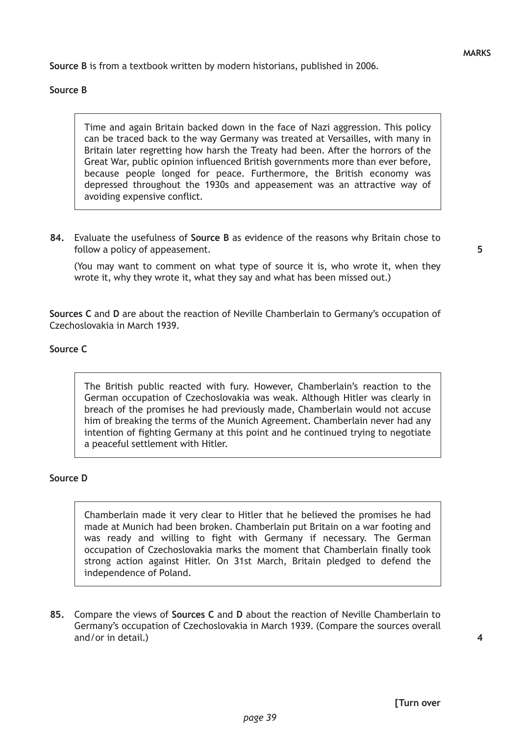**Source B** is from a textbook written by modern historians, published in 2006.

**Source B**

> Time and again Britain backed down in the face of Nazi aggression. This policy can be traced back to the way Germany was treated at Versailles, with many in Britain later regretting how harsh the Treaty had been. After the horrors of the Great War, public opinion influenced British governments more than ever before, because people longed for peace. Furthermore, the British economy was depressed throughout the 1930s and appeasement was an attractive way of avoiding expensive conflict.

**84.** Evaluate the usefulness of **Source B** as evidence of the reasons why Britain chose to follow a policy of appeasement. **5**

(You may want to comment on what type of source it is, who wrote it, when they wrote it, why they wrote it, what they say and what has been missed out.)

**Sources C** and **D** are about the reaction of Neville Chamberlain to Germany's occupation of Czechoslovakia in March 1939.

**Source C**

> The British public reacted with fury. However, Chamberlain's reaction to the German occupation of Czechoslovakia was weak. Although Hitler was clearly in breach of the promises he had previously made, Chamberlain would not accuse him of breaking the terms of the Munich Agreement. Chamberlain never had any intention of fighting Germany at this point and he continued trying to negotiate a peaceful settlement with Hitler.

**Source D**

> Chamberlain made it very clear to Hitler that he believed the promises he had made at Munich had been broken. Chamberlain put Britain on a war footing and was ready and willing to fight with Germany if necessary. The German occupation of Czechoslovakia marks the moment that Chamberlain finally took strong action against Hitler. On 31st March, Britain pledged to defend the independence of Poland.

**85.** Compare the views of **Sources C** and **D** about the reaction of Neville Chamberlain to Germany's occupation of Czechoslovakia in March 1939. (Compare the sources overall and/or in detail.) **4**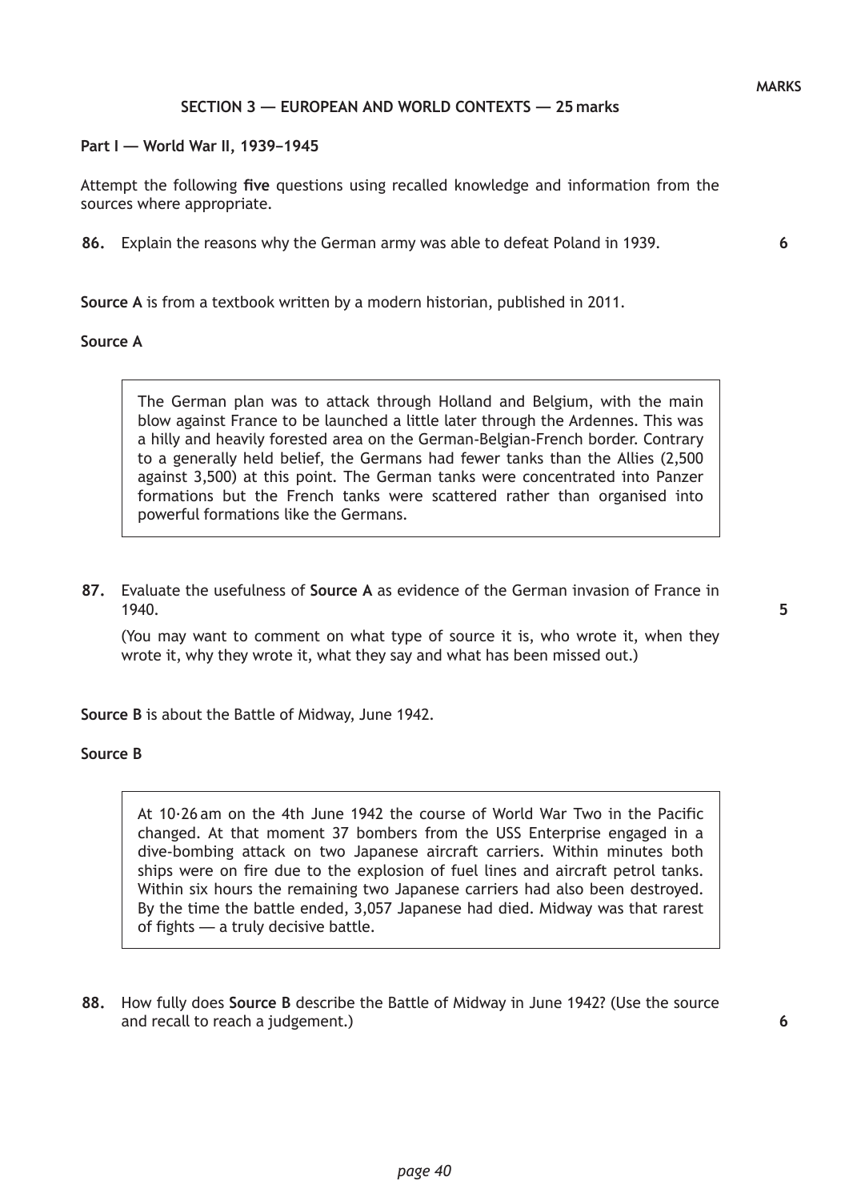MARKS

## SECTION 3 — EUROPEAN AND WORLD CONTEXTS — 25 marks

### Part I — World War II, 1939–1945

Attempt the following **five** questions using recalled knowledge and information from the sources where appropriate.

**86.** Explain the reasons why the German army was able to defeat Poland in 1939. **6**

**Source A** is from a textbook written by a modern historian, published in 2011.

**Source A**

> The German plan was to attack through Holland and Belgium, with the main blow against France to be launched a little later through the Ardennes. This was a hilly and heavily forested area on the German-Belgian-French border. Contrary to a generally held belief, the Germans had fewer tanks than the Allies (2,500 against 3,500) at this point. The German tanks were concentrated into Panzer formations but the French tanks were scattered rather than organised into powerful formations like the Germans.

**87.** Evaluate the usefulness of **Source A** as evidence of the German invasion of France in 1940. **5**

(You may want to comment on what type of source it is, who wrote it, when they wrote it, why they wrote it, what they say and what has been missed out.)

**Source B** is about the Battle of Midway, June 1942.

**Source B**

> At 10·26 am on the 4th June 1942 the course of World War Two in the Pacific changed. At that moment 37 bombers from the USS Enterprise engaged in a dive-bombing attack on two Japanese aircraft carriers. Within minutes both ships were on fire due to the explosion of fuel lines and aircraft petrol tanks. Within six hours the remaining two Japanese carriers had also been destroyed. By the time the battle ended, 3,057 Japanese had died. Midway was that rarest of fights — a truly decisive battle.

**88.** How fully does **Source B** describe the Battle of Midway in June 1942? (Use the source and recall to reach a judgement.) **6**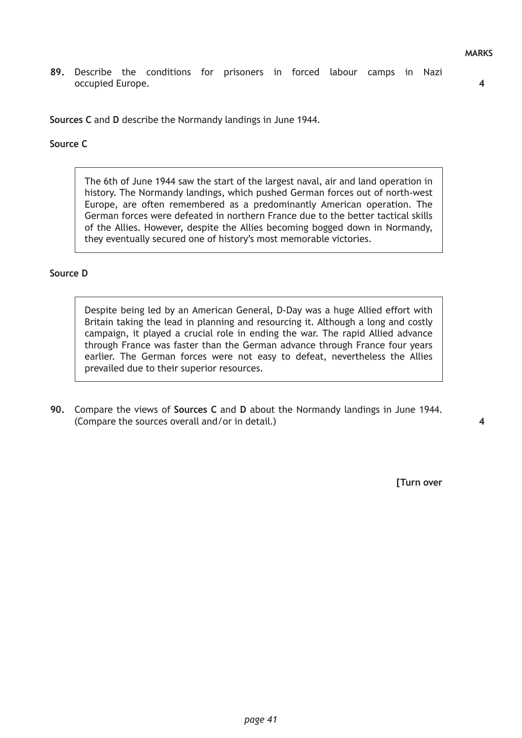MARKS

**89.** Describe the conditions for prisoners in forced labour camps in Nazi occupied Europe. **4**

**Sources C** and **D** describe the Normandy landings in June 1944.

**Source C**

> The 6th of June 1944 saw the start of the largest naval, air and land operation in history. The Normandy landings, which pushed German forces out of north-west Europe, are often remembered as a predominantly American operation. The German forces were defeated in northern France due to the better tactical skills of the Allies. However, despite the Allies becoming bogged down in Normandy, they eventually secured one of history's most memorable victories.

**Source D**

> Despite being led by an American General, D-Day was a huge Allied effort with Britain taking the lead in planning and resourcing it. Although a long and costly campaign, it played a crucial role in ending the war. The rapid Allied advance through France was faster than the German advance through France four years earlier. The German forces were not easy to defeat, nevertheless the Allies prevailed due to their superior resources.

**90.** Compare the views of **Sources C** and **D** about the Normandy landings in June 1944. (Compare the sources overall and/or in detail.) **4**

**[Turn over**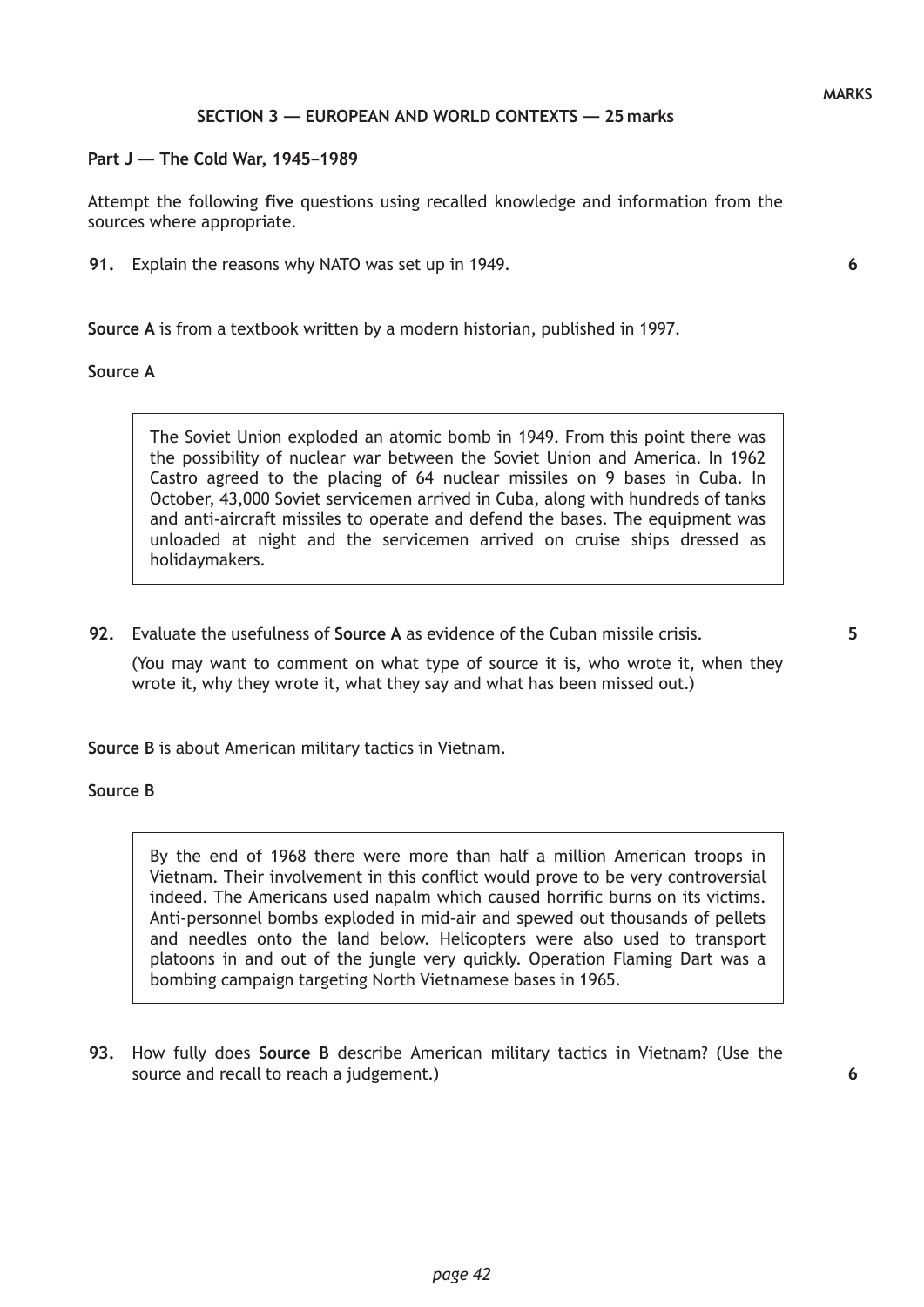MARKS

## SECTION 3 — EUROPEAN AND WORLD CONTEXTS — 25 marks

### Part J — The Cold War, 1945–1989

Attempt the following **five** questions using recalled knowledge and information from the sources where appropriate.

**91.** Explain the reasons why NATO was set up in 1949. **6**

**Source A** is from a textbook written by a modern historian, published in 1997.

**Source A**

> The Soviet Union exploded an atomic bomb in 1949. From this point there was the possibility of nuclear war between the Soviet Union and America. In 1962 Castro agreed to the placing of 64 nuclear missiles on 9 bases in Cuba. In October, 43,000 Soviet servicemen arrived in Cuba, along with hundreds of tanks and anti-aircraft missiles to operate and defend the bases. The equipment was unloaded at night and the servicemen arrived on cruise ships dressed as holidaymakers.

**92.** Evaluate the usefulness of **Source A** as evidence of the Cuban missile crisis. **5**

(You may want to comment on what type of source it is, who wrote it, when they wrote it, why they wrote it, what they say and what has been missed out.)

**Source B** is about American military tactics in Vietnam.

**Source B**

> By the end of 1968 there were more than half a million American troops in Vietnam. Their involvement in this conflict would prove to be very controversial indeed. The Americans used napalm which caused horrific burns on its victims. Anti-personnel bombs exploded in mid-air and spewed out thousands of pellets and needles onto the land below. Helicopters were also used to transport platoons in and out of the jungle very quickly. Operation Flaming Dart was a bombing campaign targeting North Vietnamese bases in 1965.

**93.** How fully does **Source B** describe American military tactics in Vietnam? (Use the source and recall to reach a judgement.) **6**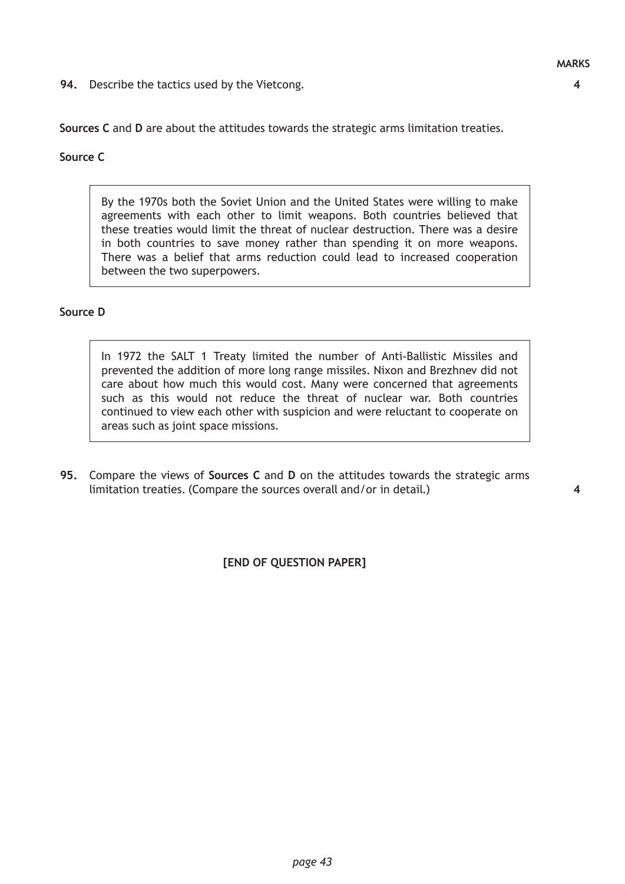MARKS

**94.** Describe the tactics used by the Vietcong. **4**

**Sources C** and **D** are about the attitudes towards the strategic arms limitation treaties.

**Source C**

> By the 1970s both the Soviet Union and the United States were willing to make agreements with each other to limit weapons. Both countries believed that these treaties would limit the threat of nuclear destruction. There was a desire in both countries to save money rather than spending it on more weapons. There was a belief that arms reduction could lead to increased cooperation between the two superpowers.

**Source D**

> In 1972 the SALT 1 Treaty limited the number of Anti-Ballistic Missiles and prevented the addition of more long range missiles. Nixon and Brezhnev did not care about how much this would cost. Many were concerned that agreements such as this would not reduce the threat of nuclear war. Both countries continued to view each other with suspicion and were reluctant to cooperate on areas such as joint space missions.

**95.** Compare the views of **Sources C** and **D** on the attitudes towards the strategic arms limitation treaties. (Compare the sources overall and/or in detail.) **4**

**[END OF QUESTION PAPER]**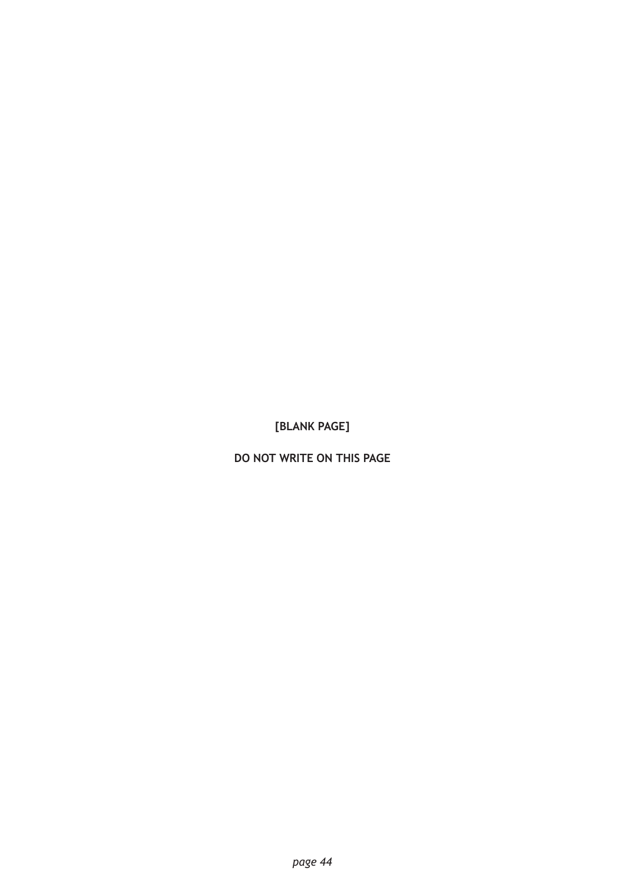[BLANK PAGE]

DO NOT WRITE ON THIS PAGE